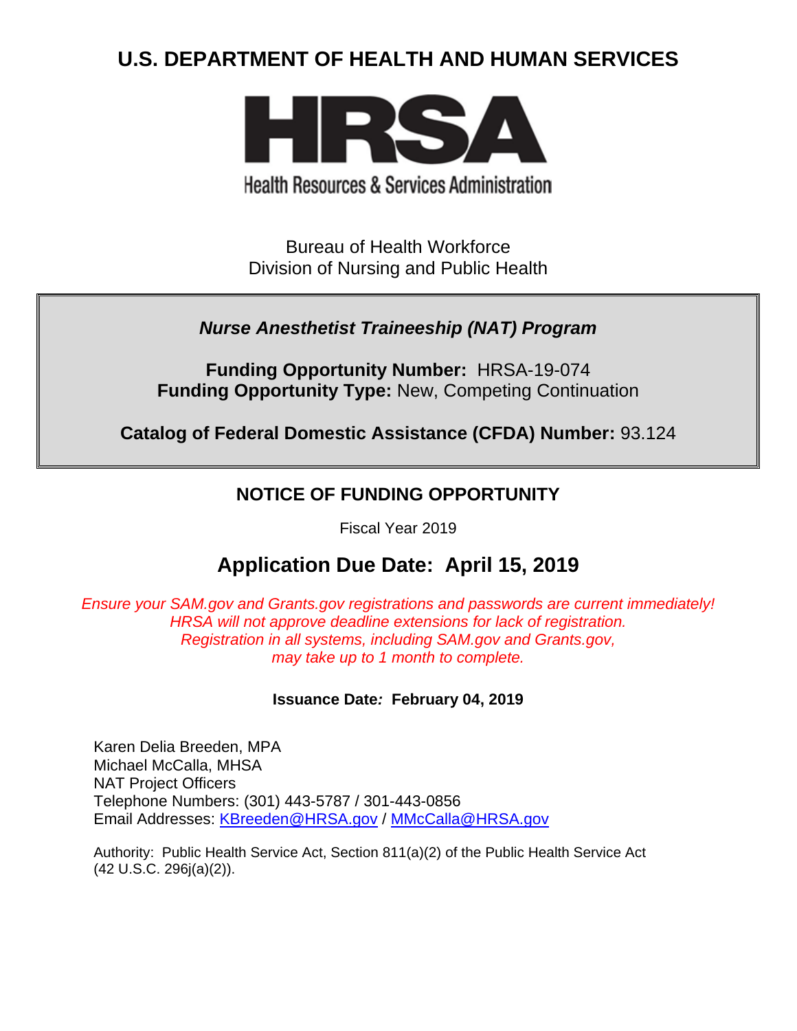# U.S. DEPARTMENT OF HEALTH AND HUMAN SERVICES

HRSA

Health Resources & Services Administration

Bureau of Health Workforce
Division of Nursing and Public Health

***Nurse Anesthetist Traineeship (NAT) Program***

**Funding Opportunity Number:** HRSA-19-074
**Funding Opportunity Type:** New, Competing Continuation

**Catalog of Federal Domestic Assistance (CFDA) Number:** 93.124

## NOTICE OF FUNDING OPPORTUNITY

Fiscal Year 2019

## Application Due Date: April 15, 2019

*Ensure your SAM.gov and Grants.gov registrations and passwords are current immediately!*
*HRSA will not approve deadline extensions for lack of registration.*
*Registration in all systems, including SAM.gov and Grants.gov,*
*may take up to 1 month to complete.*

**Issuance Date: February 04, 2019**

Karen Delia Breeden, MPA
Michael McCalla, MHSA
NAT Project Officers
Telephone Numbers: (301) 443-5787 / 301-443-0856
Email Addresses: KBreeden@HRSA.gov / MMcCalla@HRSA.gov

Authority: Public Health Service Act, Section 811(a)(2) of the Public Health Service Act (42 U.S.C. 296j(a)(2)).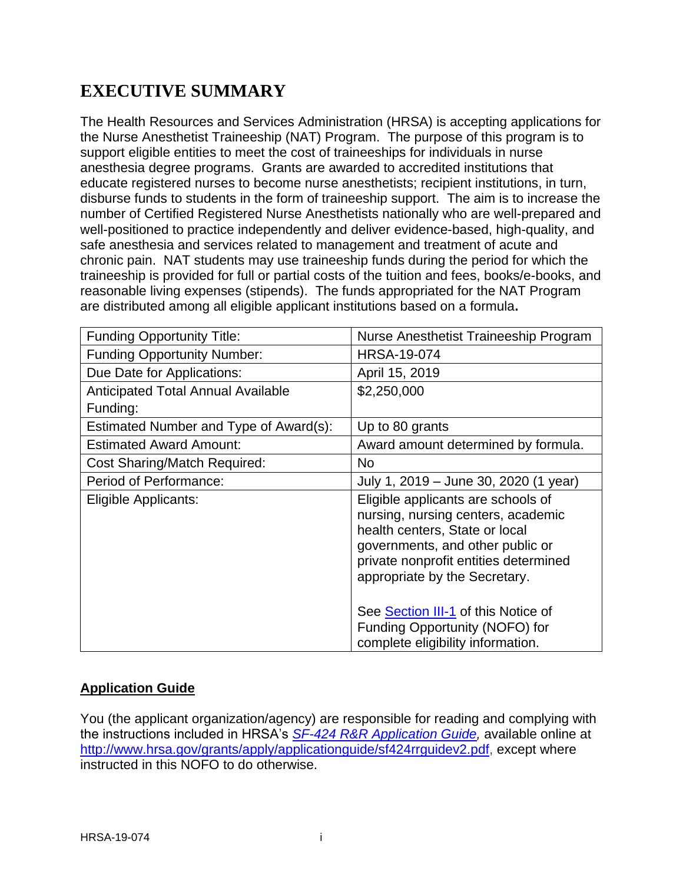# EXECUTIVE SUMMARY

The Health Resources and Services Administration (HRSA) is accepting applications for the Nurse Anesthetist Traineeship (NAT) Program. The purpose of this program is to support eligible entities to meet the cost of traineeships for individuals in nurse anesthesia degree programs. Grants are awarded to accredited institutions that educate registered nurses to become nurse anesthetists; recipient institutions, in turn, disburse funds to students in the form of traineeship support. The aim is to increase the number of Certified Registered Nurse Anesthetists nationally who are well-prepared and well-positioned to practice independently and deliver evidence-based, high-quality, and safe anesthesia and services related to management and treatment of acute and chronic pain. NAT students may use traineeship funds during the period for which the traineeship is provided for full or partial costs of the tuition and fees, books/e-books, and reasonable living expenses (stipends). The funds appropriated for the NAT Program are distributed among all eligible applicant institutions based on a formula**.**

| Funding Opportunity Title: | Nurse Anesthetist Traineeship Program |
|---|---|
| Funding Opportunity Number: | HRSA-19-074 |
| Due Date for Applications: | April 15, 2019 |
| Anticipated Total Annual Available Funding: | $2,250,000 |
| Estimated Number and Type of Award(s): | Up to 80 grants |
| Estimated Award Amount: | Award amount determined by formula. |
| Cost Sharing/Match Required: | No |
| Period of Performance: | July 1, 2019 – June 30, 2020 (1 year) |
| Eligible Applicants: | Eligible applicants are schools of nursing, nursing centers, academic health centers, State or local governments, and other public or private nonprofit entities determined appropriate by the Secretary.<br><br>See Section III-1 of this Notice of Funding Opportunity (NOFO) for complete eligibility information. |

**Application Guide**

You (the applicant organization/agency) are responsible for reading and complying with the instructions included in HRSA's *SF-424 R&R Application Guide,* available online at http://www.hrsa.gov/grants/apply/applicationguide/sf424rrguidev2.pdf, except where instructed in this NOFO to do otherwise.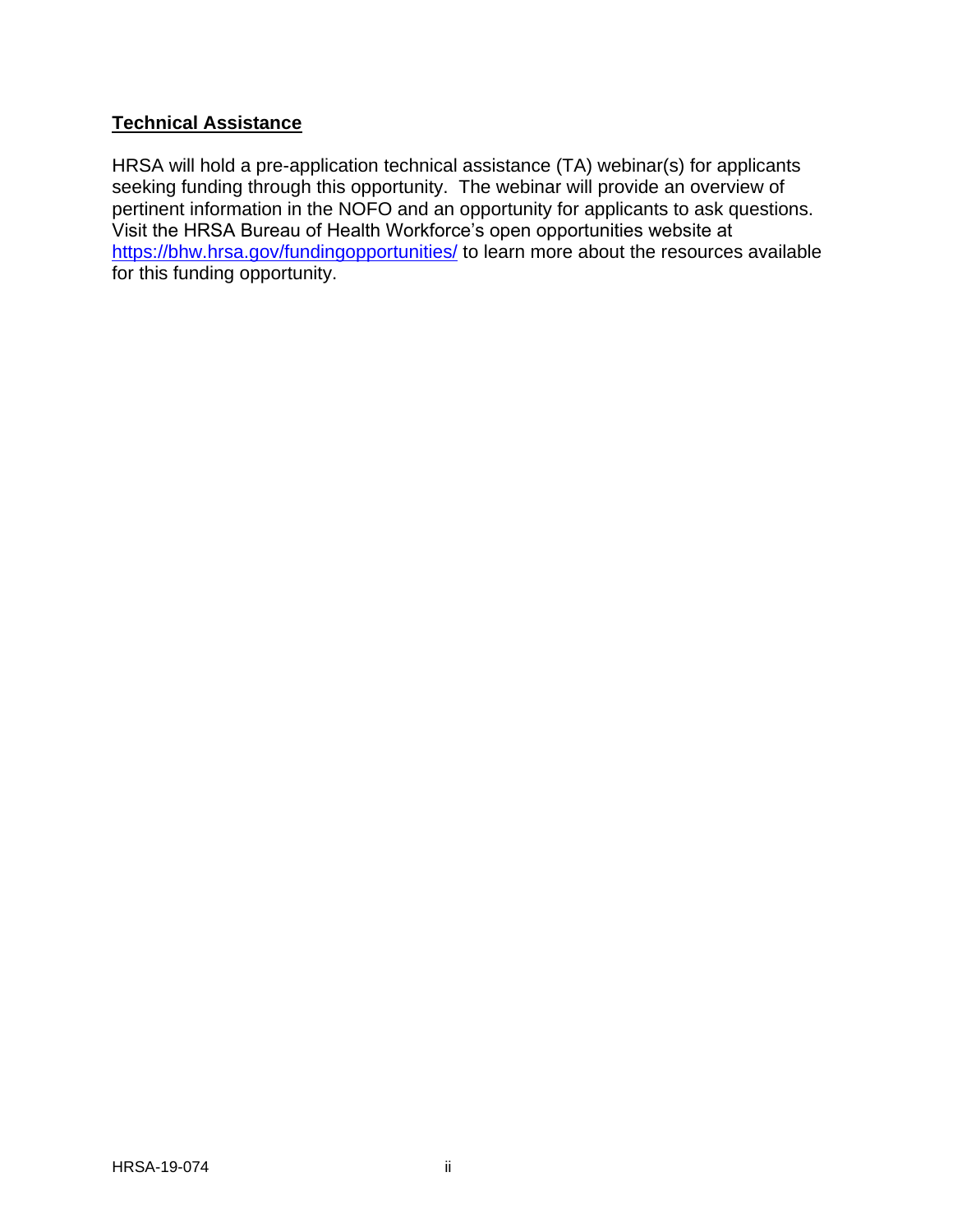## **Technical Assistance**

HRSA will hold a pre-application technical assistance (TA) webinar(s) for applicants seeking funding through this opportunity. The webinar will provide an overview of pertinent information in the NOFO and an opportunity for applicants to ask questions. Visit the HRSA Bureau of Health Workforce's open opportunities website at https://bhw.hrsa.gov/fundingopportunities/ to learn more about the resources available for this funding opportunity.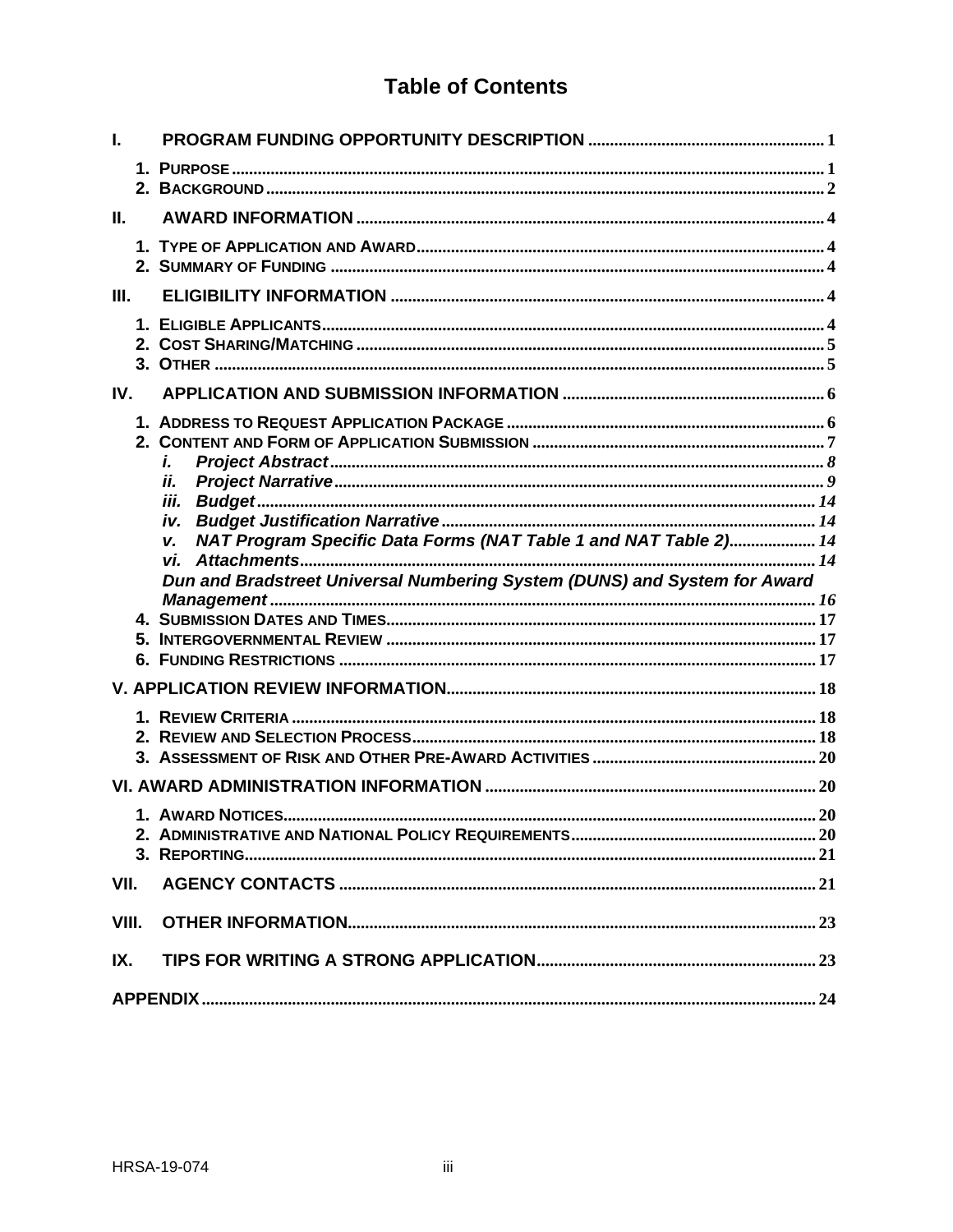# Table of Contents

**I. PROGRAM FUNDING OPPORTUNITY DESCRIPTION** ...... 1

- 1. PURPOSE ...... 1
- 2. BACKGROUND ...... 2

**II. AWARD INFORMATION** ...... 4

- 1. TYPE OF APPLICATION AND AWARD ...... 4
- 2. SUMMARY OF FUNDING ...... 4

**III. ELIGIBILITY INFORMATION** ...... 4

- 1. ELIGIBLE APPLICANTS ...... 4
- 2. COST SHARING/MATCHING ...... 5
- 3. OTHER ...... 5

**IV. APPLICATION AND SUBMISSION INFORMATION** ...... 6

- 1. ADDRESS TO REQUEST APPLICATION PACKAGE ...... 6
- 2. CONTENT AND FORM OF APPLICATION SUBMISSION ...... 7
  - *i. Project Abstract* ...... 8
  - *ii. Project Narrative* ...... 9
  - *iii. Budget* ...... 14
  - *iv. Budget Justification Narrative* ...... 14
  - *v. NAT Program Specific Data Forms (NAT Table 1 and NAT Table 2)* ...... 14
  - *vi. Attachments* ...... 14
  - *Dun and Bradstreet Universal Numbering System (DUNS) and System for Award Management* ...... 16
- 4. SUBMISSION DATES AND TIMES ...... 17
- 5. INTERGOVERNMENTAL REVIEW ...... 17
- 6. FUNDING RESTRICTIONS ...... 17

**V. APPLICATION REVIEW INFORMATION** ...... 18

- 1. REVIEW CRITERIA ...... 18
- 2. REVIEW AND SELECTION PROCESS ...... 18
- 3. ASSESSMENT OF RISK AND OTHER PRE-AWARD ACTIVITIES ...... 20

**VI. AWARD ADMINISTRATION INFORMATION** ...... 20

- 1. AWARD NOTICES ...... 20
- 2. ADMINISTRATIVE AND NATIONAL POLICY REQUIREMENTS ...... 20
- 3. REPORTING ...... 21

**VII. AGENCY CONTACTS** ...... 21

**VIII. OTHER INFORMATION** ...... 23

**IX. TIPS FOR WRITING A STRONG APPLICATION** ...... 23

**APPENDIX** ...... 24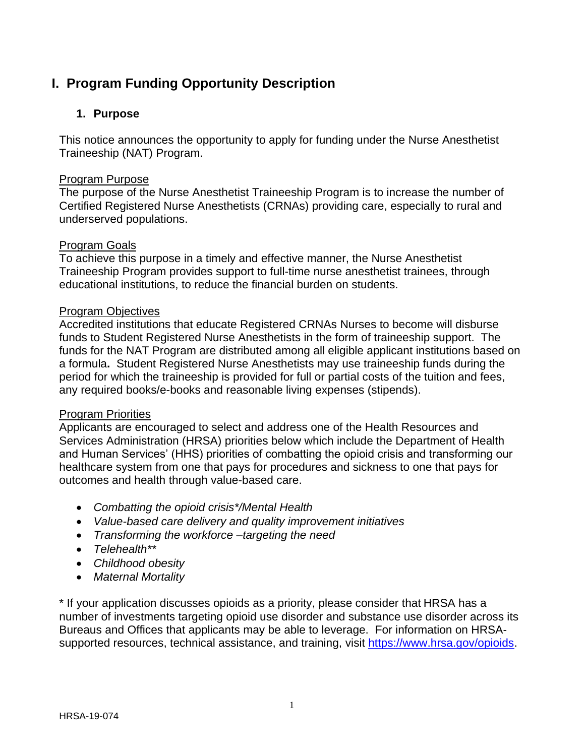# I. Program Funding Opportunity Description

## 1. Purpose

This notice announces the opportunity to apply for funding under the Nurse Anesthetist Traineeship (NAT) Program.

Program Purpose

The purpose of the Nurse Anesthetist Traineeship Program is to increase the number of Certified Registered Nurse Anesthetists (CRNAs) providing care, especially to rural and underserved populations.

Program Goals

To achieve this purpose in a timely and effective manner, the Nurse Anesthetist Traineeship Program provides support to full-time nurse anesthetist trainees, through educational institutions, to reduce the financial burden on students.

Program Objectives

Accredited institutions that educate Registered CRNAs Nurses to become will disburse funds to Student Registered Nurse Anesthetists in the form of traineeship support. The funds for the NAT Program are distributed among all eligible applicant institutions based on a formula**.** Student Registered Nurse Anesthetists may use traineeship funds during the period for which the traineeship is provided for full or partial costs of the tuition and fees, any required books/e-books and reasonable living expenses (stipends).

Program Priorities

Applicants are encouraged to select and address one of the Health Resources and Services Administration (HRSA) priorities below which include the Department of Health and Human Services' (HHS) priorities of combatting the opioid crisis and transforming our healthcare system from one that pays for procedures and sickness to one that pays for outcomes and health through value-based care.

- *Combatting the opioid crisis*/Mental Health*
- *Value-based care delivery and quality improvement initiatives*
- *Transforming the workforce –targeting the need*
- *Telehealth***
- *Childhood obesity*
- *Maternal Mortality*

* If your application discusses opioids as a priority, please consider that HRSA has a number of investments targeting opioid use disorder and substance use disorder across its Bureaus and Offices that applicants may be able to leverage. For information on HRSA-supported resources, technical assistance, and training, visit https://www.hrsa.gov/opioids.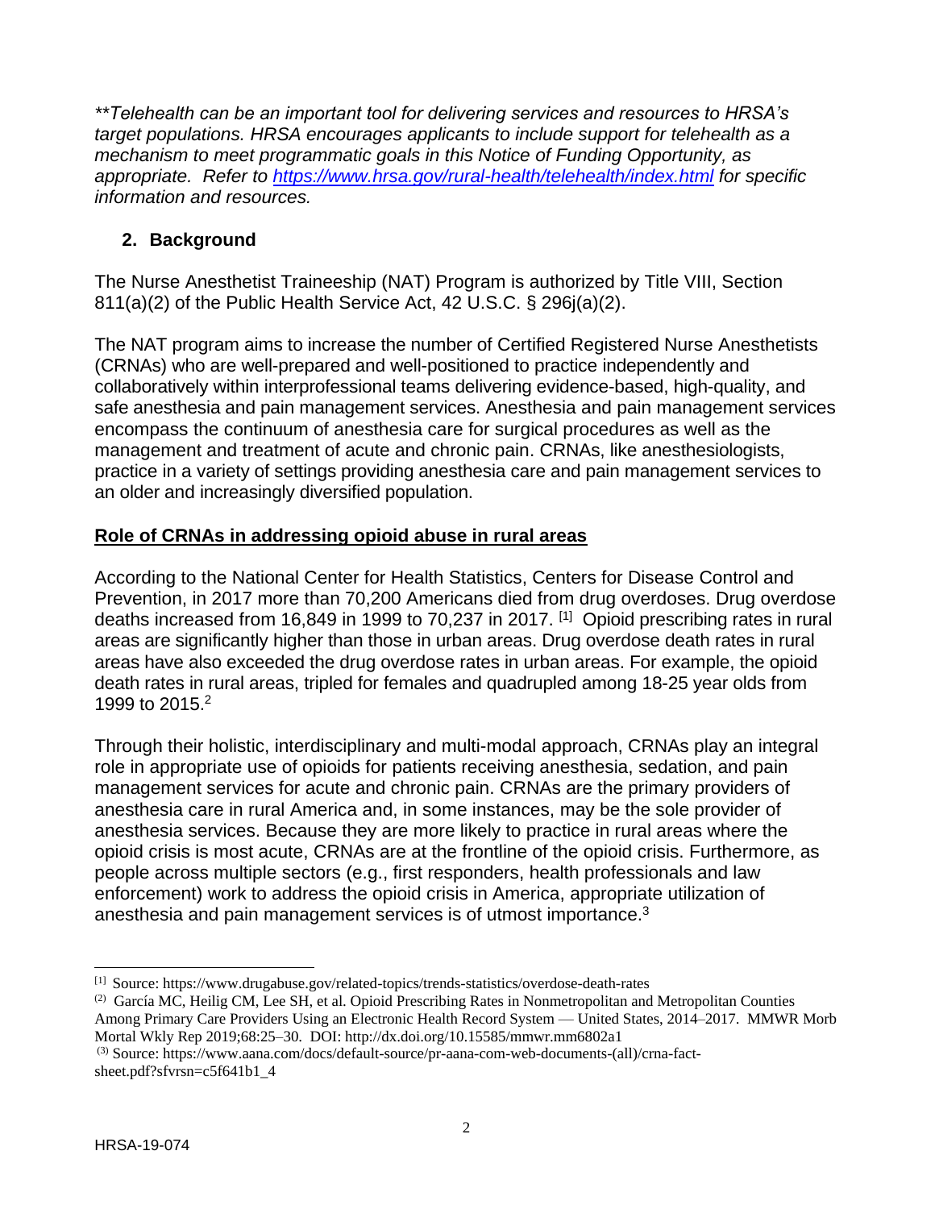*\*\*Telehealth can be an important tool for delivering services and resources to HRSA's target populations. HRSA encourages applicants to include support for telehealth as a mechanism to meet programmatic goals in this Notice of Funding Opportunity, as appropriate. Refer to https://www.hrsa.gov/rural-health/telehealth/index.html for specific information and resources.*

## 2. Background

The Nurse Anesthetist Traineeship (NAT) Program is authorized by Title VIII, Section 811(a)(2) of the Public Health Service Act, 42 U.S.C. § 296j(a)(2).

The NAT program aims to increase the number of Certified Registered Nurse Anesthetists (CRNAs) who are well-prepared and well-positioned to practice independently and collaboratively within interprofessional teams delivering evidence-based, high-quality, and safe anesthesia and pain management services. Anesthesia and pain management services encompass the continuum of anesthesia care for surgical procedures as well as the management and treatment of acute and chronic pain. CRNAs, like anesthesiologists, practice in a variety of settings providing anesthesia care and pain management services to an older and increasingly diversified population.

**Role of CRNAs in addressing opioid abuse in rural areas**

According to the National Center for Health Statistics, Centers for Disease Control and Prevention, in 2017 more than 70,200 Americans died from drug overdoses. Drug overdose deaths increased from 16,849 in 1999 to 70,237 in 2017. [1] Opioid prescribing rates in rural areas are significantly higher than those in urban areas. Drug overdose death rates in rural areas have also exceeded the drug overdose rates in urban areas. For example, the opioid death rates in rural areas, tripled for females and quadrupled among 18-25 year olds from 1999 to 2015.[2]

Through their holistic, interdisciplinary and multi-modal approach, CRNAs play an integral role in appropriate use of opioids for patients receiving anesthesia, sedation, and pain management services for acute and chronic pain. CRNAs are the primary providers of anesthesia care in rural America and, in some instances, may be the sole provider of anesthesia services. Because they are more likely to practice in rural areas where the opioid crisis is most acute, CRNAs are at the frontline of the opioid crisis. Furthermore, as people across multiple sectors (e.g., first responders, health professionals and law enforcement) work to address the opioid crisis in America, appropriate utilization of anesthesia and pain management services is of utmost importance.[3]

---

[1] Source: https://www.drugabuse.gov/related-topics/trends-statistics/overdose-death-rates

(2) García MC, Heilig CM, Lee SH, et al. Opioid Prescribing Rates in Nonmetropolitan and Metropolitan Counties Among Primary Care Providers Using an Electronic Health Record System — United States, 2014–2017. MMWR Morb Mortal Wkly Rep 2019;68:25–30. DOI: http://dx.doi.org/10.15585/mmwr.mm6802a1

(3) Source: https://www.aana.com/docs/default-source/pr-aana-com-web-documents-(all)/crna-fact-sheet.pdf?sfvrsn=c5f641b1_4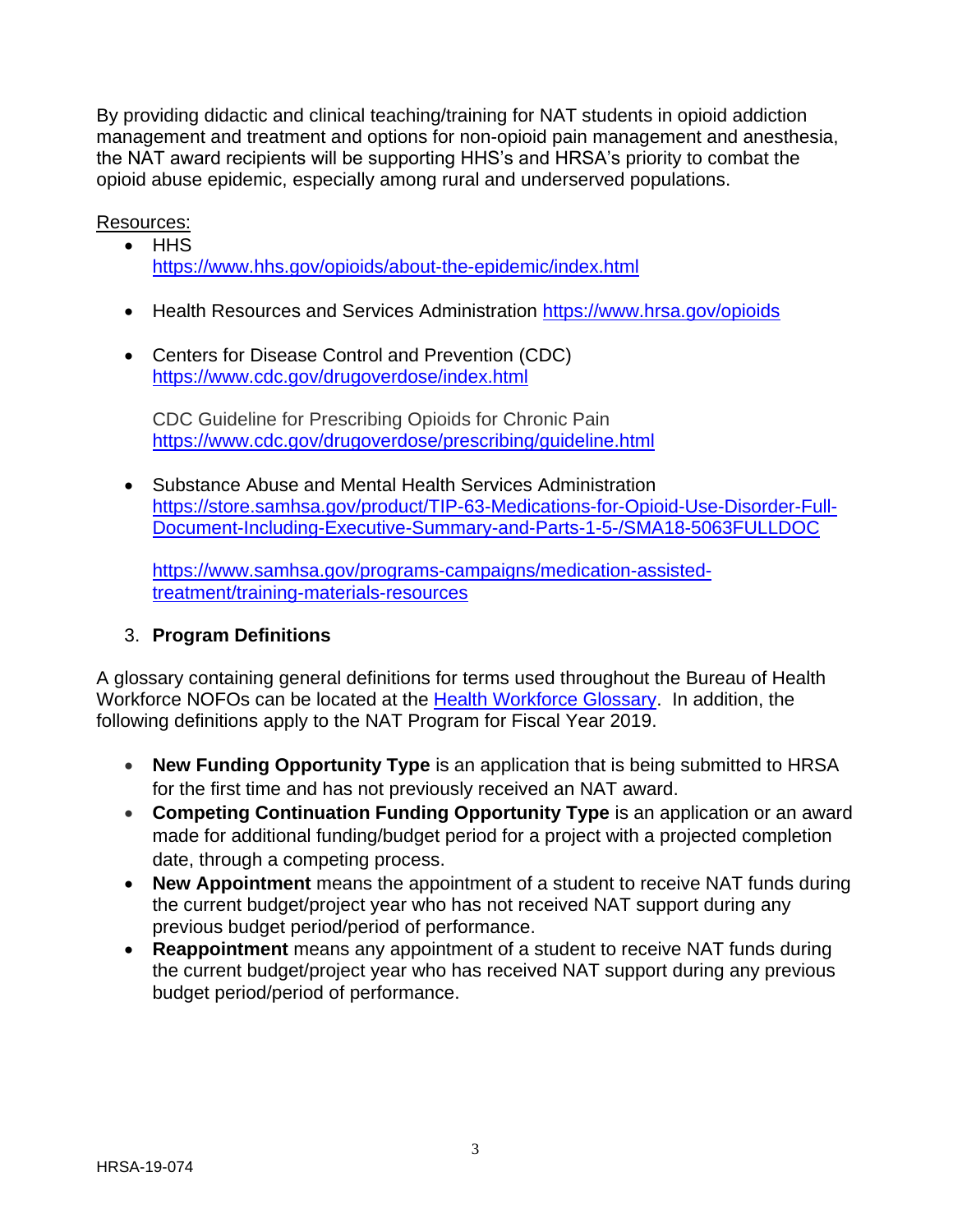By providing didactic and clinical teaching/training for NAT students in opioid addiction management and treatment and options for non-opioid pain management and anesthesia, the NAT award recipients will be supporting HHS's and HRSA's priority to combat the opioid abuse epidemic, especially among rural and underserved populations.

Resources:

- HHS
  https://www.hhs.gov/opioids/about-the-epidemic/index.html

- Health Resources and Services Administration https://www.hrsa.gov/opioids

- Centers for Disease Control and Prevention (CDC)
  https://www.cdc.gov/drugoverdose/index.html

  CDC Guideline for Prescribing Opioids for Chronic Pain
  https://www.cdc.gov/drugoverdose/prescribing/guideline.html

- Substance Abuse and Mental Health Services Administration
  https://store.samhsa.gov/product/TIP-63-Medications-for-Opioid-Use-Disorder-Full-Document-Including-Executive-Summary-and-Parts-1-5-/SMA18-5063FULLDOC

  https://www.samhsa.gov/programs-campaigns/medication-assisted-treatment/training-materials-resources

3. **Program Definitions**

A glossary containing general definitions for terms used throughout the Bureau of Health Workforce NOFOs can be located at the Health Workforce Glossary. In addition, the following definitions apply to the NAT Program for Fiscal Year 2019.

- **New Funding Opportunity Type** is an application that is being submitted to HRSA for the first time and has not previously received an NAT award.
- **Competing Continuation Funding Opportunity Type** is an application or an award made for additional funding/budget period for a project with a projected completion date, through a competing process.
- **New Appointment** means the appointment of a student to receive NAT funds during the current budget/project year who has not received NAT support during any previous budget period/period of performance.
- **Reappointment** means any appointment of a student to receive NAT funds during the current budget/project year who has received NAT support during any previous budget period/period of performance.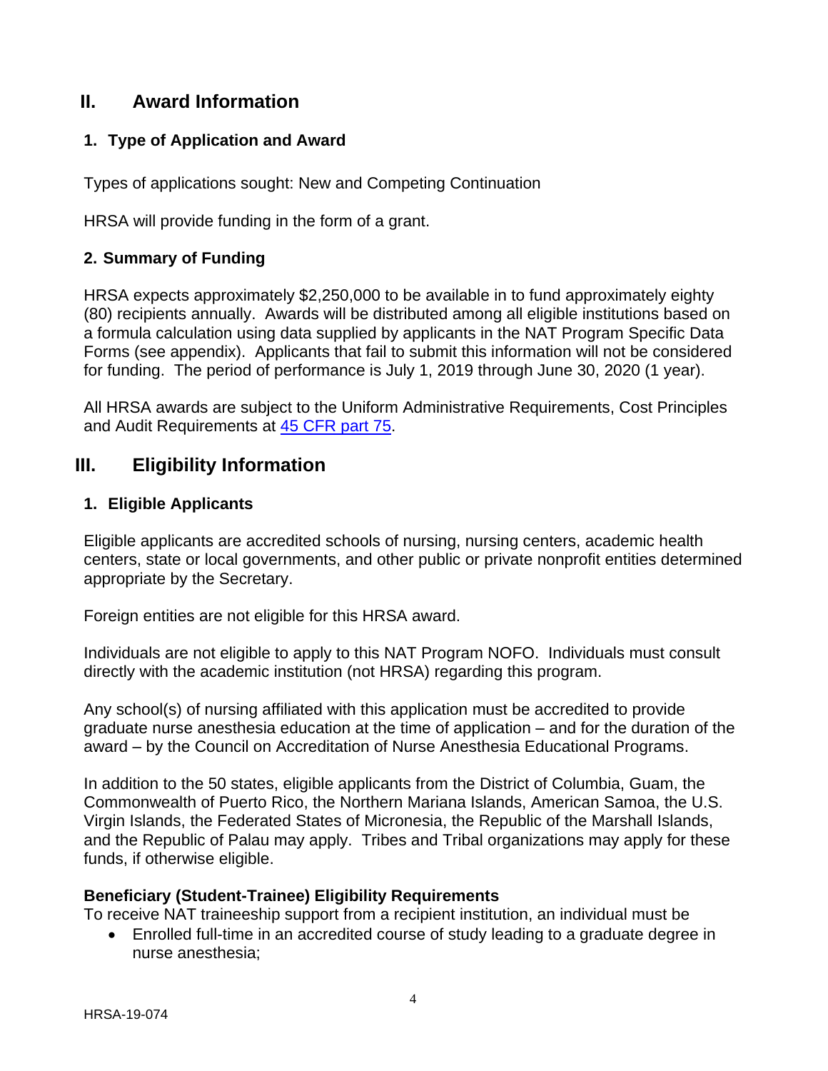## II. Award Information

### 1. Type of Application and Award

Types of applications sought: New and Competing Continuation

HRSA will provide funding in the form of a grant.

### 2. Summary of Funding

HRSA expects approximately $2,250,000 to be available in to fund approximately eighty (80) recipients annually. Awards will be distributed among all eligible institutions based on a formula calculation using data supplied by applicants in the NAT Program Specific Data Forms (see appendix). Applicants that fail to submit this information will not be considered for funding. The period of performance is July 1, 2019 through June 30, 2020 (1 year).

All HRSA awards are subject to the Uniform Administrative Requirements, Cost Principles and Audit Requirements at [45 CFR part 75](https://www.ecfr.gov/cgi-bin/retrieveECFR?gp=1&SID=4d52364ec83fab994c665943dadf9cf7&ty=HTML&h=L&r=PART&n=pt45.1.75).

## III. Eligibility Information

### 1. Eligible Applicants

Eligible applicants are accredited schools of nursing, nursing centers, academic health centers, state or local governments, and other public or private nonprofit entities determined appropriate by the Secretary.

Foreign entities are not eligible for this HRSA award.

Individuals are not eligible to apply to this NAT Program NOFO. Individuals must consult directly with the academic institution (not HRSA) regarding this program.

Any school(s) of nursing affiliated with this application must be accredited to provide graduate nurse anesthesia education at the time of application – and for the duration of the award – by the Council on Accreditation of Nurse Anesthesia Educational Programs.

In addition to the 50 states, eligible applicants from the District of Columbia, Guam, the Commonwealth of Puerto Rico, the Northern Mariana Islands, American Samoa, the U.S. Virgin Islands, the Federated States of Micronesia, the Republic of the Marshall Islands, and the Republic of Palau may apply. Tribes and Tribal organizations may apply for these funds, if otherwise eligible.

**Beneficiary (Student-Trainee) Eligibility Requirements**

To receive NAT traineeship support from a recipient institution, an individual must be

- Enrolled full-time in an accredited course of study leading to a graduate degree in nurse anesthesia;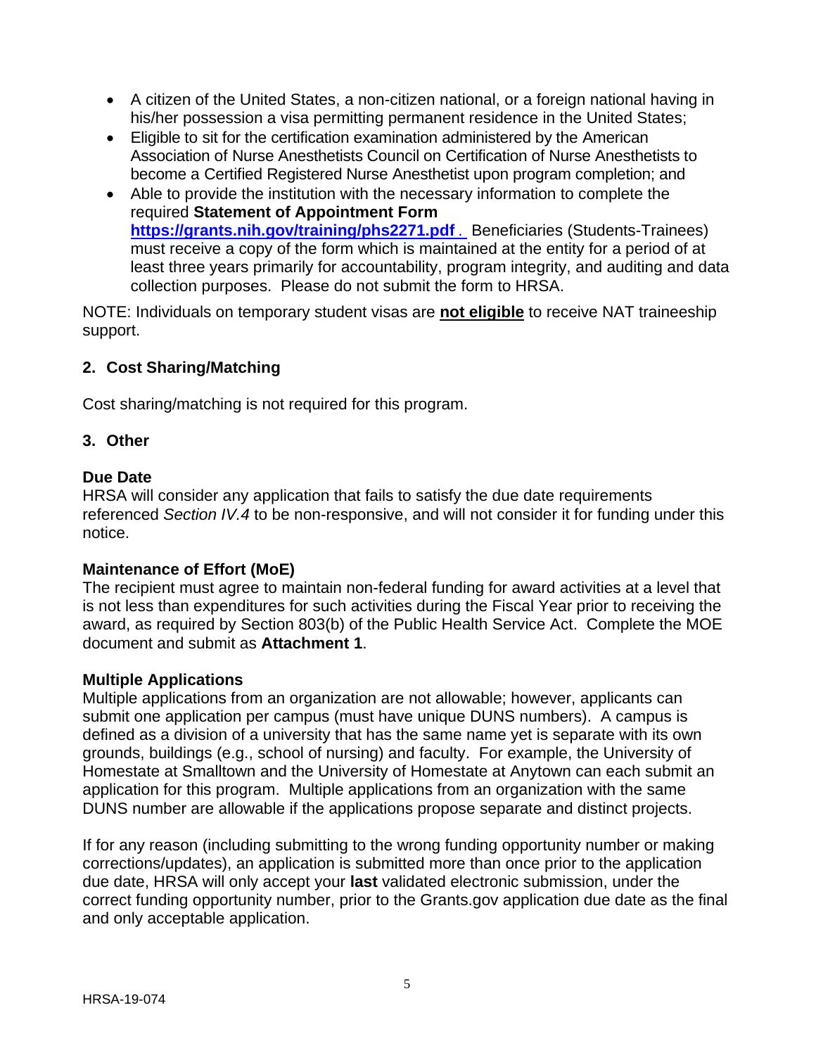- A citizen of the United States, a non-citizen national, or a foreign national having in his/her possession a visa permitting permanent residence in the United States;
- Eligible to sit for the certification examination administered by the American Association of Nurse Anesthetists Council on Certification of Nurse Anesthetists to become a Certified Registered Nurse Anesthetist upon program completion; and
- Able to provide the institution with the necessary information to complete the required **Statement of Appointment Form** **https://grants.nih.gov/training/phs2271.pdf** . Beneficiaries (Students-Trainees) must receive a copy of the form which is maintained at the entity for a period of at least three years primarily for accountability, program integrity, and auditing and data collection purposes. Please do not submit the form to HRSA.

NOTE: Individuals on temporary student visas are **not eligible** to receive NAT traineeship support.

### 2. Cost Sharing/Matching

Cost sharing/matching is not required for this program.

### 3. Other

**Due Date**
HRSA will consider any application that fails to satisfy the due date requirements referenced *Section IV.4* to be non-responsive, and will not consider it for funding under this notice.

**Maintenance of Effort (MoE)**
The recipient must agree to maintain non-federal funding for award activities at a level that is not less than expenditures for such activities during the Fiscal Year prior to receiving the award, as required by Section 803(b) of the Public Health Service Act. Complete the MOE document and submit as **Attachment 1**.

**Multiple Applications**
Multiple applications from an organization are not allowable; however, applicants can submit one application per campus (must have unique DUNS numbers). A campus is defined as a division of a university that has the same name yet is separate with its own grounds, buildings (e.g., school of nursing) and faculty. For example, the University of Homestate at Smalltown and the University of Homestate at Anytown can each submit an application for this program. Multiple applications from an organization with the same DUNS number are allowable if the applications propose separate and distinct projects.

If for any reason (including submitting to the wrong funding opportunity number or making corrections/updates), an application is submitted more than once prior to the application due date, HRSA will only accept your **last** validated electronic submission, under the correct funding opportunity number, prior to the Grants.gov application due date as the final and only acceptable application.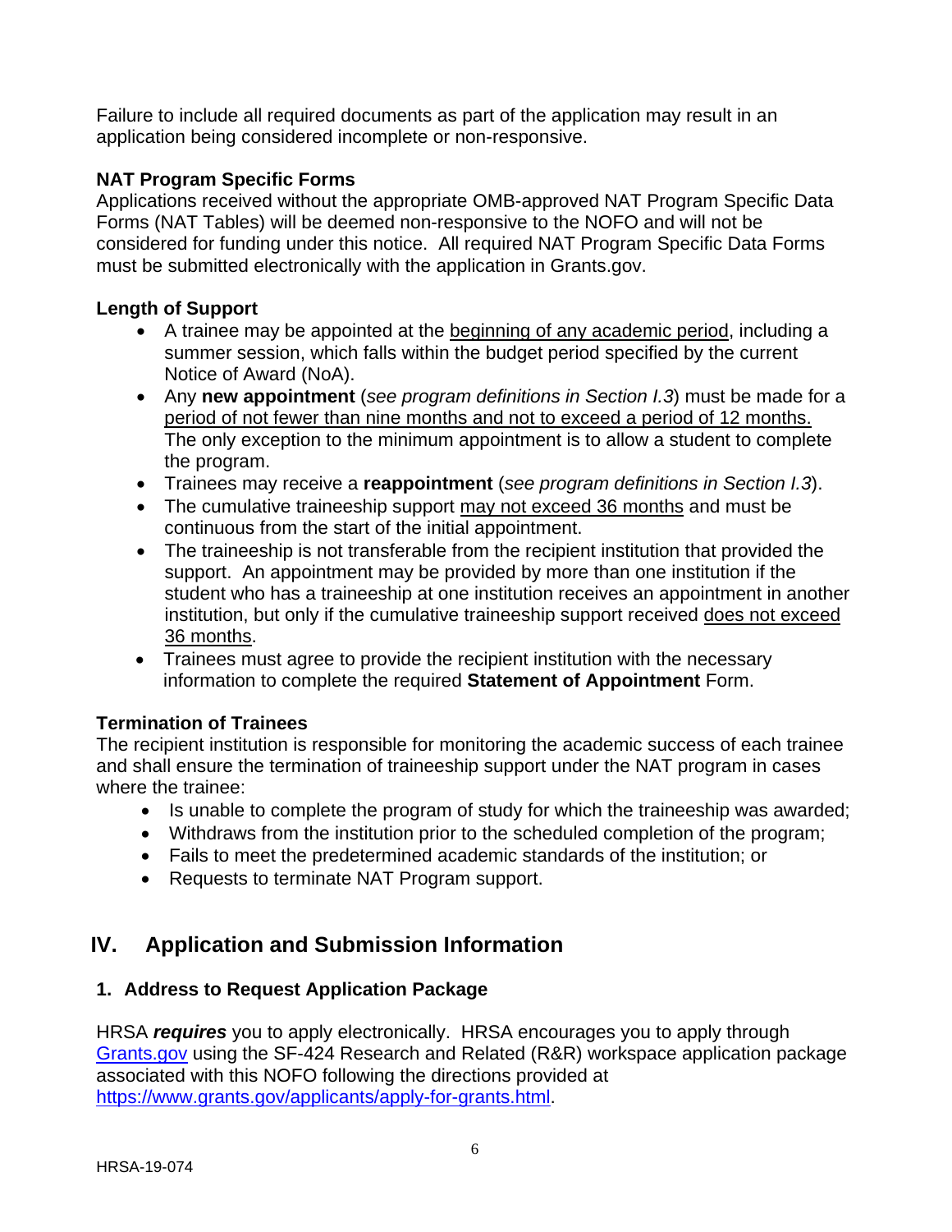Failure to include all required documents as part of the application may result in an application being considered incomplete or non-responsive.

**NAT Program Specific Forms**
Applications received without the appropriate OMB-approved NAT Program Specific Data Forms (NAT Tables) will be deemed non-responsive to the NOFO and will not be considered for funding under this notice. All required NAT Program Specific Data Forms must be submitted electronically with the application in Grants.gov.

**Length of Support**

- A trainee may be appointed at the beginning of any academic period, including a summer session, which falls within the budget period specified by the current Notice of Award (NoA).
- Any **new appointment** (*see program definitions in Section I.3*) must be made for a period of not fewer than nine months and not to exceed a period of 12 months. The only exception to the minimum appointment is to allow a student to complete the program.
- Trainees may receive a **reappointment** (*see program definitions in Section I.3*).
- The cumulative traineeship support may not exceed 36 months and must be continuous from the start of the initial appointment.
- The traineeship is not transferable from the recipient institution that provided the support. An appointment may be provided by more than one institution if the student who has a traineeship at one institution receives an appointment in another institution, but only if the cumulative traineeship support received does not exceed 36 months.
- Trainees must agree to provide the recipient institution with the necessary information to complete the required **Statement of Appointment** Form.

**Termination of Trainees**
The recipient institution is responsible for monitoring the academic success of each trainee and shall ensure the termination of traineeship support under the NAT program in cases where the trainee:

- Is unable to complete the program of study for which the traineeship was awarded;
- Withdraws from the institution prior to the scheduled completion of the program;
- Fails to meet the predetermined academic standards of the institution; or
- Requests to terminate NAT Program support.

## IV. Application and Submission Information

### 1. Address to Request Application Package

HRSA ***requires*** you to apply electronically. HRSA encourages you to apply through [Grants.gov](http://www.grants.gov/) using the SF-424 Research and Related (R&R) workspace application package associated with this NOFO following the directions provided at [https://www.grants.gov/applicants/apply-for-grants.html](https://www.grants.gov/applicants/apply-for-grants.html).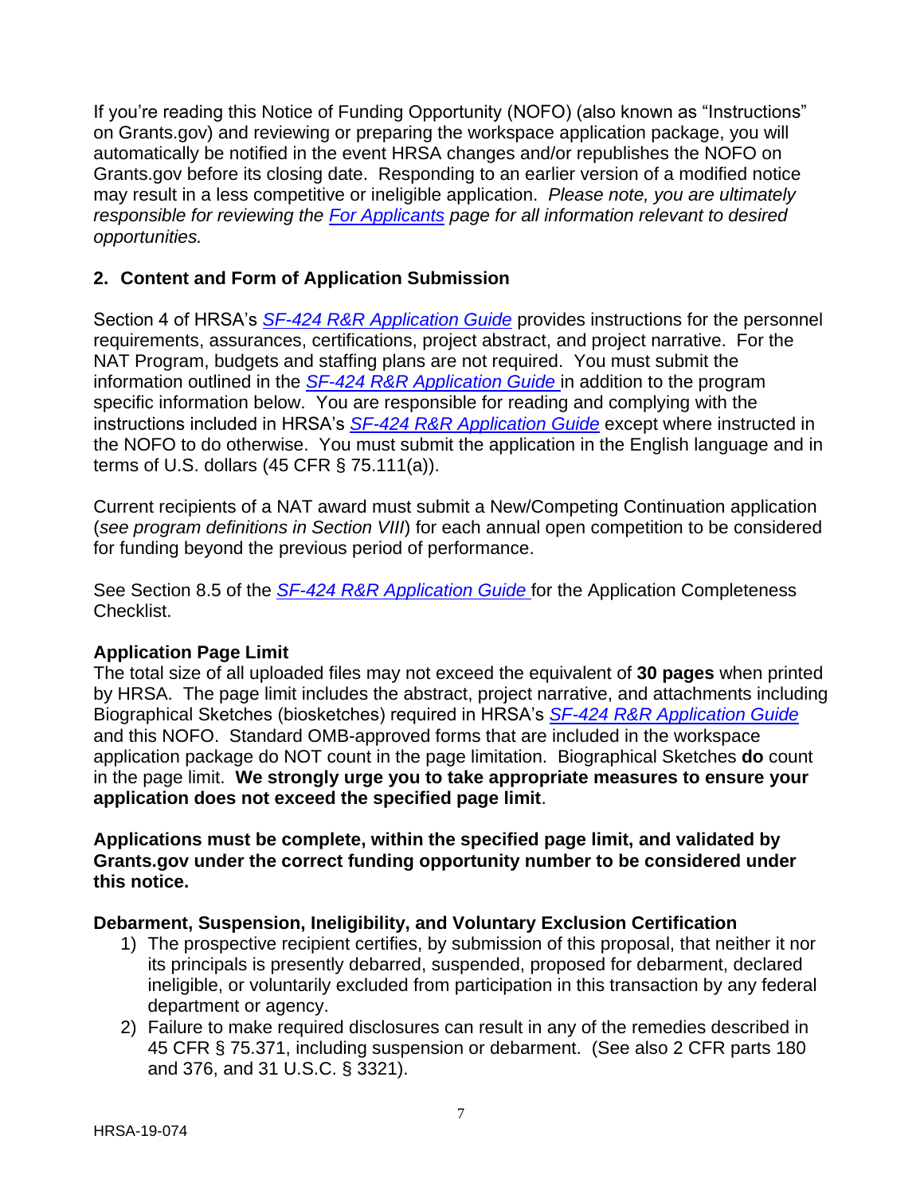If you're reading this Notice of Funding Opportunity (NOFO) (also known as "Instructions" on Grants.gov) and reviewing or preparing the workspace application package, you will automatically be notified in the event HRSA changes and/or republishes the NOFO on Grants.gov before its closing date. Responding to an earlier version of a modified notice may result in a less competitive or ineligible application. *Please note, you are ultimately responsible for reviewing the For Applicants page for all information relevant to desired opportunities.*

## 2. Content and Form of Application Submission

Section 4 of HRSA's *SF-424 R&R Application Guide* provides instructions for the personnel requirements, assurances, certifications, project abstract, and project narrative. For the NAT Program, budgets and staffing plans are not required. You must submit the information outlined in the *SF-424 R&R Application Guide* in addition to the program specific information below. You are responsible for reading and complying with the instructions included in HRSA's *SF-424 R&R Application Guide* except where instructed in the NOFO to do otherwise. You must submit the application in the English language and in terms of U.S. dollars (45 CFR § 75.111(a)).

Current recipients of a NAT award must submit a New/Competing Continuation application (*see program definitions in Section VIII*) for each annual open competition to be considered for funding beyond the previous period of performance.

See Section 8.5 of the *SF-424 R&R Application Guide* for the Application Completeness Checklist.

**Application Page Limit**

The total size of all uploaded files may not exceed the equivalent of **30 pages** when printed by HRSA. The page limit includes the abstract, project narrative, and attachments including Biographical Sketches (biosketches) required in HRSA's *SF-424 R&R Application Guide* and this NOFO. Standard OMB-approved forms that are included in the workspace application package do NOT count in the page limitation. Biographical Sketches **do** count in the page limit. **We strongly urge you to take appropriate measures to ensure your application does not exceed the specified page limit**.

**Applications must be complete, within the specified page limit, and validated by Grants.gov under the correct funding opportunity number to be considered under this notice.**

**Debarment, Suspension, Ineligibility, and Voluntary Exclusion Certification**

1) The prospective recipient certifies, by submission of this proposal, that neither it nor its principals is presently debarred, suspended, proposed for debarment, declared ineligible, or voluntarily excluded from participation in this transaction by any federal department or agency.
2) Failure to make required disclosures can result in any of the remedies described in 45 CFR § 75.371, including suspension or debarment. (See also 2 CFR parts 180 and 376, and 31 U.S.C. § 3321).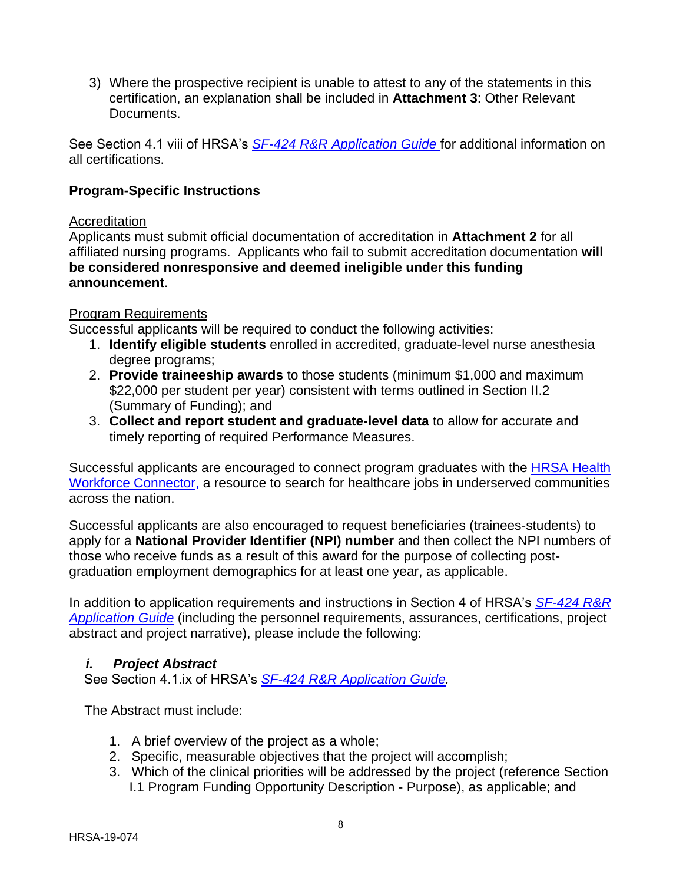3) Where the prospective recipient is unable to attest to any of the statements in this certification, an explanation shall be included in **Attachment 3**: Other Relevant Documents.

See Section 4.1 viii of HRSA's *SF-424 R&R Application Guide* for additional information on all certifications.

**Program-Specific Instructions**

Accreditation
Applicants must submit official documentation of accreditation in **Attachment 2** for all affiliated nursing programs. Applicants who fail to submit accreditation documentation **will be considered nonresponsive and deemed ineligible under this funding announcement**.

Program Requirements
Successful applicants will be required to conduct the following activities:

1. **Identify eligible students** enrolled in accredited, graduate-level nurse anesthesia degree programs;
2. **Provide traineeship awards** to those students (minimum $1,000 and maximum $22,000 per student per year) consistent with terms outlined in Section II.2 (Summary of Funding); and
3. **Collect and report student and graduate-level data** to allow for accurate and timely reporting of required Performance Measures.

Successful applicants are encouraged to connect program graduates with the HRSA Health Workforce Connector, a resource to search for healthcare jobs in underserved communities across the nation.

Successful applicants are also encouraged to request beneficiaries (trainees-students) to apply for a **National Provider Identifier (NPI) number** and then collect the NPI numbers of those who receive funds as a result of this award for the purpose of collecting post-graduation employment demographics for at least one year, as applicable.

In addition to application requirements and instructions in Section 4 of HRSA's *SF-424 R&R Application Guide* (including the personnel requirements, assurances, certifications, project abstract and project narrative), please include the following:

### *i. Project Abstract*

See Section 4.1.ix of HRSA's *SF-424 R&R Application Guide.*

The Abstract must include:

1. A brief overview of the project as a whole;
2. Specific, measurable objectives that the project will accomplish;
3. Which of the clinical priorities will be addressed by the project (reference Section I.1 Program Funding Opportunity Description - Purpose), as applicable; and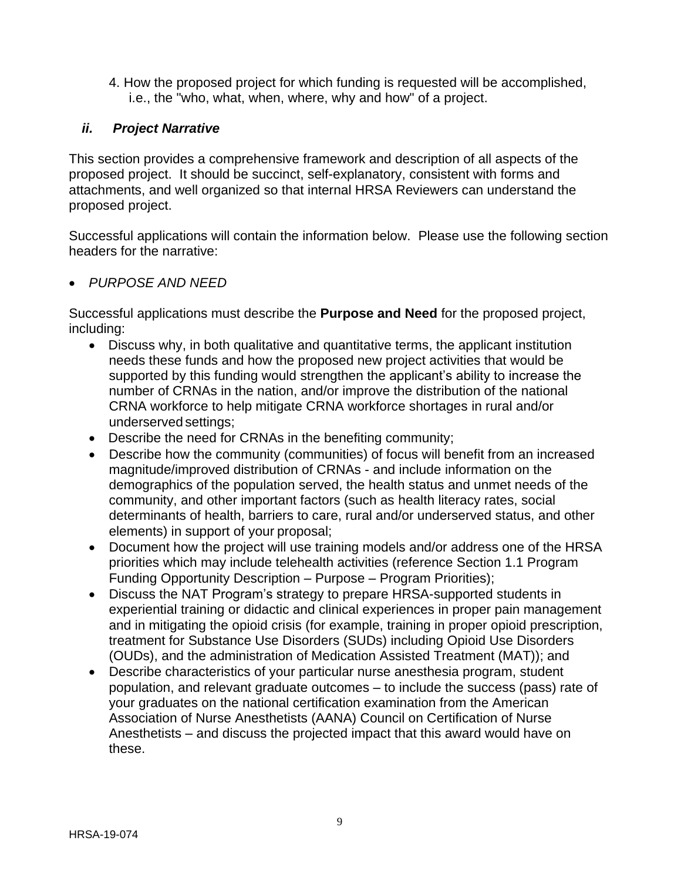4. How the proposed project for which funding is requested will be accomplished, i.e., the "who, what, when, where, why and how" of a project.

### *ii. Project Narrative*

This section provides a comprehensive framework and description of all aspects of the proposed project. It should be succinct, self-explanatory, consistent with forms and attachments, and well organized so that internal HRSA Reviewers can understand the proposed project.

Successful applications will contain the information below. Please use the following section headers for the narrative:

- *PURPOSE AND NEED*

Successful applications must describe the **Purpose and Need** for the proposed project, including:

- Discuss why, in both qualitative and quantitative terms, the applicant institution needs these funds and how the proposed new project activities that would be supported by this funding would strengthen the applicant's ability to increase the number of CRNAs in the nation, and/or improve the distribution of the national CRNA workforce to help mitigate CRNA workforce shortages in rural and/or underserved settings;
- Describe the need for CRNAs in the benefiting community;
- Describe how the community (communities) of focus will benefit from an increased magnitude/improved distribution of CRNAs - and include information on the demographics of the population served, the health status and unmet needs of the community, and other important factors (such as health literacy rates, social determinants of health, barriers to care, rural and/or underserved status, and other elements) in support of your proposal;
- Document how the project will use training models and/or address one of the HRSA priorities which may include telehealth activities (reference Section 1.1 Program Funding Opportunity Description – Purpose – Program Priorities);
- Discuss the NAT Program's strategy to prepare HRSA-supported students in experiential training or didactic and clinical experiences in proper pain management and in mitigating the opioid crisis (for example, training in proper opioid prescription, treatment for Substance Use Disorders (SUDs) including Opioid Use Disorders (OUDs), and the administration of Medication Assisted Treatment (MAT)); and
- Describe characteristics of your particular nurse anesthesia program, student population, and relevant graduate outcomes – to include the success (pass) rate of your graduates on the national certification examination from the American Association of Nurse Anesthetists (AANA) Council on Certification of Nurse Anesthetists – and discuss the projected impact that this award would have on these.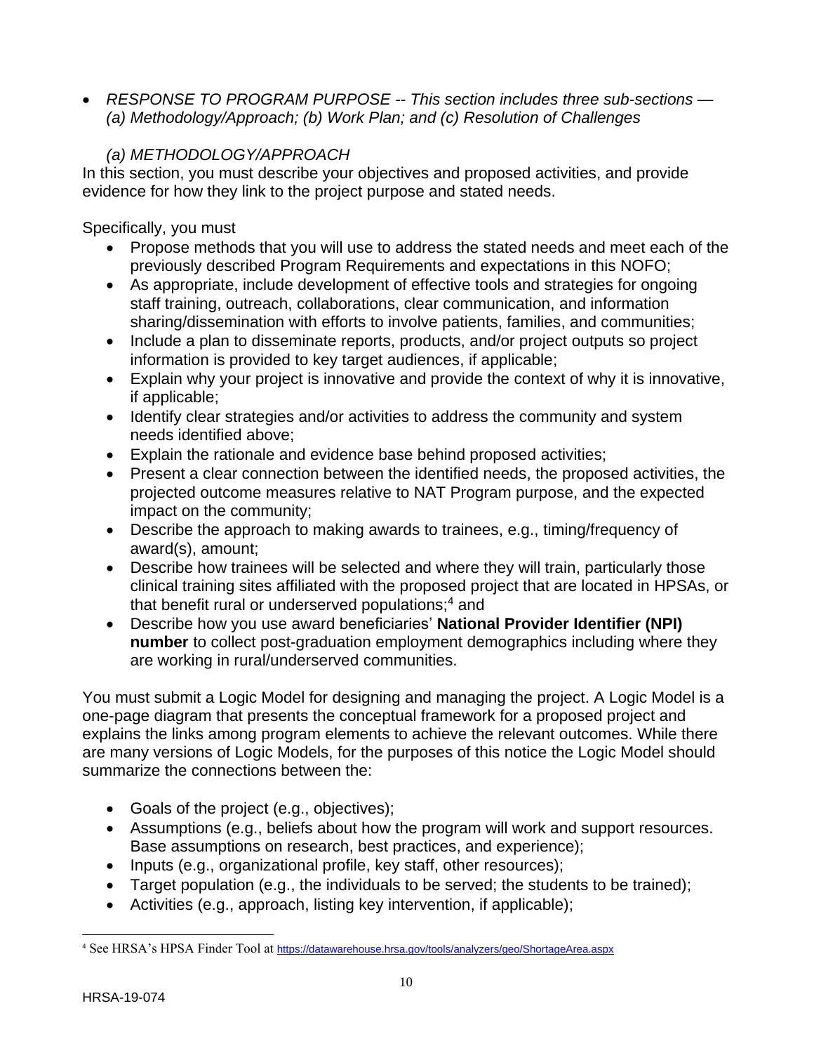- *RESPONSE TO PROGRAM PURPOSE -- This section includes three sub-sections — (a) Methodology/Approach; (b) Work Plan; and (c) Resolution of Challenges*

  *(a) METHODOLOGY/APPROACH*

In this section, you must describe your objectives and proposed activities, and provide evidence for how they link to the project purpose and stated needs.

Specifically, you must

- Propose methods that you will use to address the stated needs and meet each of the previously described Program Requirements and expectations in this NOFO;
- As appropriate, include development of effective tools and strategies for ongoing staff training, outreach, collaborations, clear communication, and information sharing/dissemination with efforts to involve patients, families, and communities;
- Include a plan to disseminate reports, products, and/or project outputs so project information is provided to key target audiences, if applicable;
- Explain why your project is innovative and provide the context of why it is innovative, if applicable;
- Identify clear strategies and/or activities to address the community and system needs identified above;
- Explain the rationale and evidence base behind proposed activities;
- Present a clear connection between the identified needs, the proposed activities, the projected outcome measures relative to NAT Program purpose, and the expected impact on the community;
- Describe the approach to making awards to trainees, e.g., timing/frequency of award(s), amount;
- Describe how trainees will be selected and where they will train, particularly those clinical training sites affiliated with the proposed project that are located in HPSAs, or that benefit rural or underserved populations;[4] and
- Describe how you use award beneficiaries' **National Provider Identifier (NPI) number** to collect post-graduation employment demographics including where they are working in rural/underserved communities.

You must submit a Logic Model for designing and managing the project. A Logic Model is a one-page diagram that presents the conceptual framework for a proposed project and explains the links among program elements to achieve the relevant outcomes. While there are many versions of Logic Models, for the purposes of this notice the Logic Model should summarize the connections between the:

- Goals of the project (e.g., objectives);
- Assumptions (e.g., beliefs about how the program will work and support resources. Base assumptions on research, best practices, and experience);
- Inputs (e.g., organizational profile, key staff, other resources);
- Target population (e.g., the individuals to be served; the students to be trained);
- Activities (e.g., approach, listing key intervention, if applicable);

[4] See HRSA's HPSA Finder Tool at https://datawarehouse.hrsa.gov/tools/analyzers/geo/ShortageArea.aspx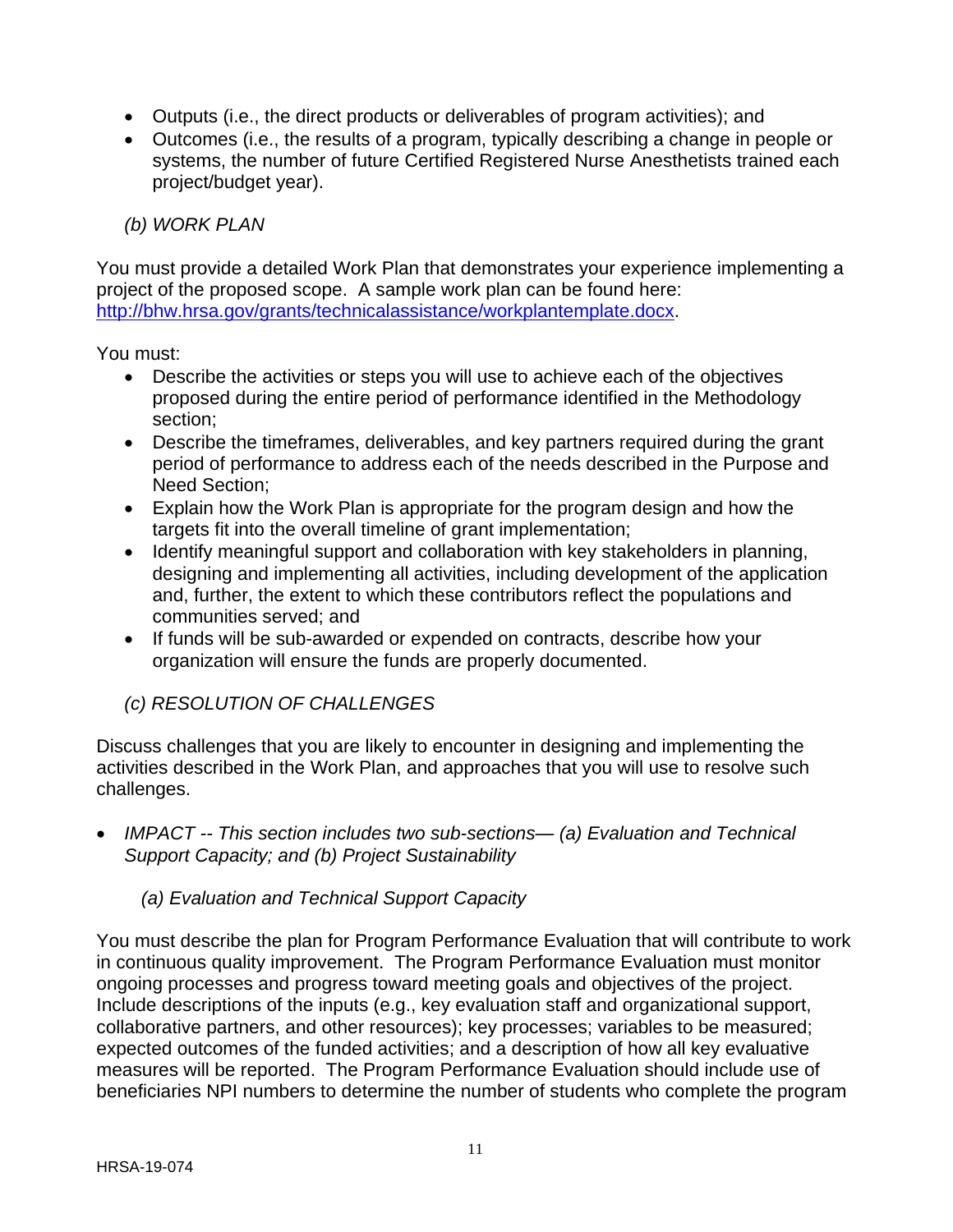- Outputs (i.e., the direct products or deliverables of program activities); and
- Outcomes (i.e., the results of a program, typically describing a change in people or systems, the number of future Certified Registered Nurse Anesthetists trained each project/budget year).

*(b) WORK PLAN*

You must provide a detailed Work Plan that demonstrates your experience implementing a project of the proposed scope. A sample work plan can be found here: [http://bhw.hrsa.gov/grants/technicalassistance/workplantemplate.docx](http://bhw.hrsa.gov/grants/technicalassistance/workplantemplate.docx).

You must:

- Describe the activities or steps you will use to achieve each of the objectives proposed during the entire period of performance identified in the Methodology section;
- Describe the timeframes, deliverables, and key partners required during the grant period of performance to address each of the needs described in the Purpose and Need Section;
- Explain how the Work Plan is appropriate for the program design and how the targets fit into the overall timeline of grant implementation;
- Identify meaningful support and collaboration with key stakeholders in planning, designing and implementing all activities, including development of the application and, further, the extent to which these contributors reflect the populations and communities served; and
- If funds will be sub-awarded or expended on contracts, describe how your organization will ensure the funds are properly documented.

*(c) RESOLUTION OF CHALLENGES*

Discuss challenges that you are likely to encounter in designing and implementing the activities described in the Work Plan, and approaches that you will use to resolve such challenges.

- *IMPACT -- This section includes two sub-sections— (a) Evaluation and Technical Support Capacity; and (b) Project Sustainability*

*(a) Evaluation and Technical Support Capacity*

You must describe the plan for Program Performance Evaluation that will contribute to work in continuous quality improvement. The Program Performance Evaluation must monitor ongoing processes and progress toward meeting goals and objectives of the project. Include descriptions of the inputs (e.g., key evaluation staff and organizational support, collaborative partners, and other resources); key processes; variables to be measured; expected outcomes of the funded activities; and a description of how all key evaluative measures will be reported. The Program Performance Evaluation should include use of beneficiaries NPI numbers to determine the number of students who complete the program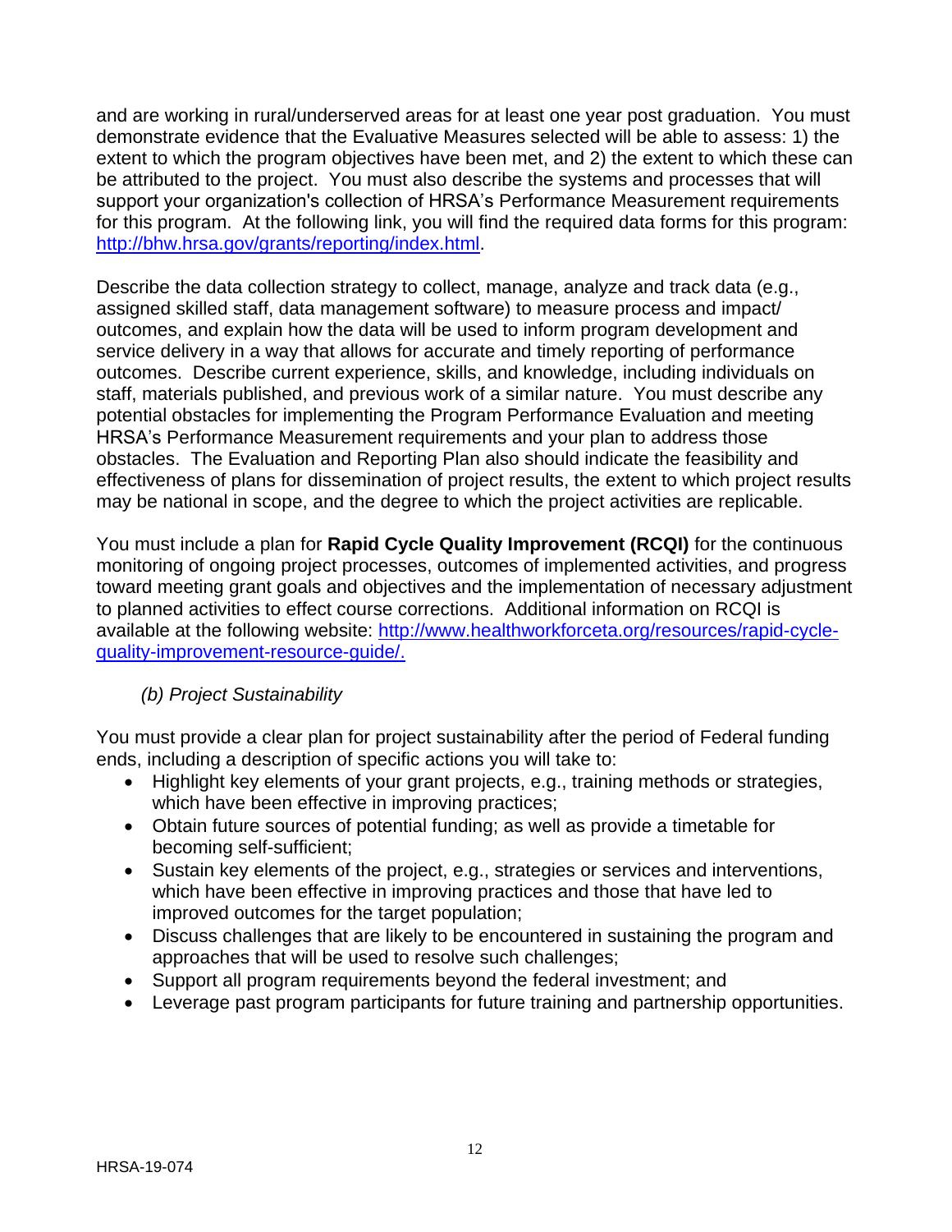and are working in rural/underserved areas for at least one year post graduation. You must demonstrate evidence that the Evaluative Measures selected will be able to assess: 1) the extent to which the program objectives have been met, and 2) the extent to which these can be attributed to the project. You must also describe the systems and processes that will support your organization's collection of HRSA's Performance Measurement requirements for this program. At the following link, you will find the required data forms for this program: [http://bhw.hrsa.gov/grants/reporting/index.html](http://bhw.hrsa.gov/grants/reporting/index.html).

Describe the data collection strategy to collect, manage, analyze and track data (e.g., assigned skilled staff, data management software) to measure process and impact/ outcomes, and explain how the data will be used to inform program development and service delivery in a way that allows for accurate and timely reporting of performance outcomes. Describe current experience, skills, and knowledge, including individuals on staff, materials published, and previous work of a similar nature. You must describe any potential obstacles for implementing the Program Performance Evaluation and meeting HRSA's Performance Measurement requirements and your plan to address those obstacles. The Evaluation and Reporting Plan also should indicate the feasibility and effectiveness of plans for dissemination of project results, the extent to which project results may be national in scope, and the degree to which the project activities are replicable.

You must include a plan for **Rapid Cycle Quality Improvement (RCQI)** for the continuous monitoring of ongoing project processes, outcomes of implemented activities, and progress toward meeting grant goals and objectives and the implementation of necessary adjustment to planned activities to effect course corrections. Additional information on RCQI is available at the following website: [http://www.healthworkforceta.org/resources/rapid-cycle-quality-improvement-resource-guide/.](http://www.healthworkforceta.org/resources/rapid-cycle-quality-improvement-resource-guide/)

*(b) Project Sustainability*

You must provide a clear plan for project sustainability after the period of Federal funding ends, including a description of specific actions you will take to:

- Highlight key elements of your grant projects, e.g., training methods or strategies, which have been effective in improving practices;
- Obtain future sources of potential funding; as well as provide a timetable for becoming self-sufficient;
- Sustain key elements of the project, e.g., strategies or services and interventions, which have been effective in improving practices and those that have led to improved outcomes for the target population;
- Discuss challenges that are likely to be encountered in sustaining the program and approaches that will be used to resolve such challenges;
- Support all program requirements beyond the federal investment; and
- Leverage past program participants for future training and partnership opportunities.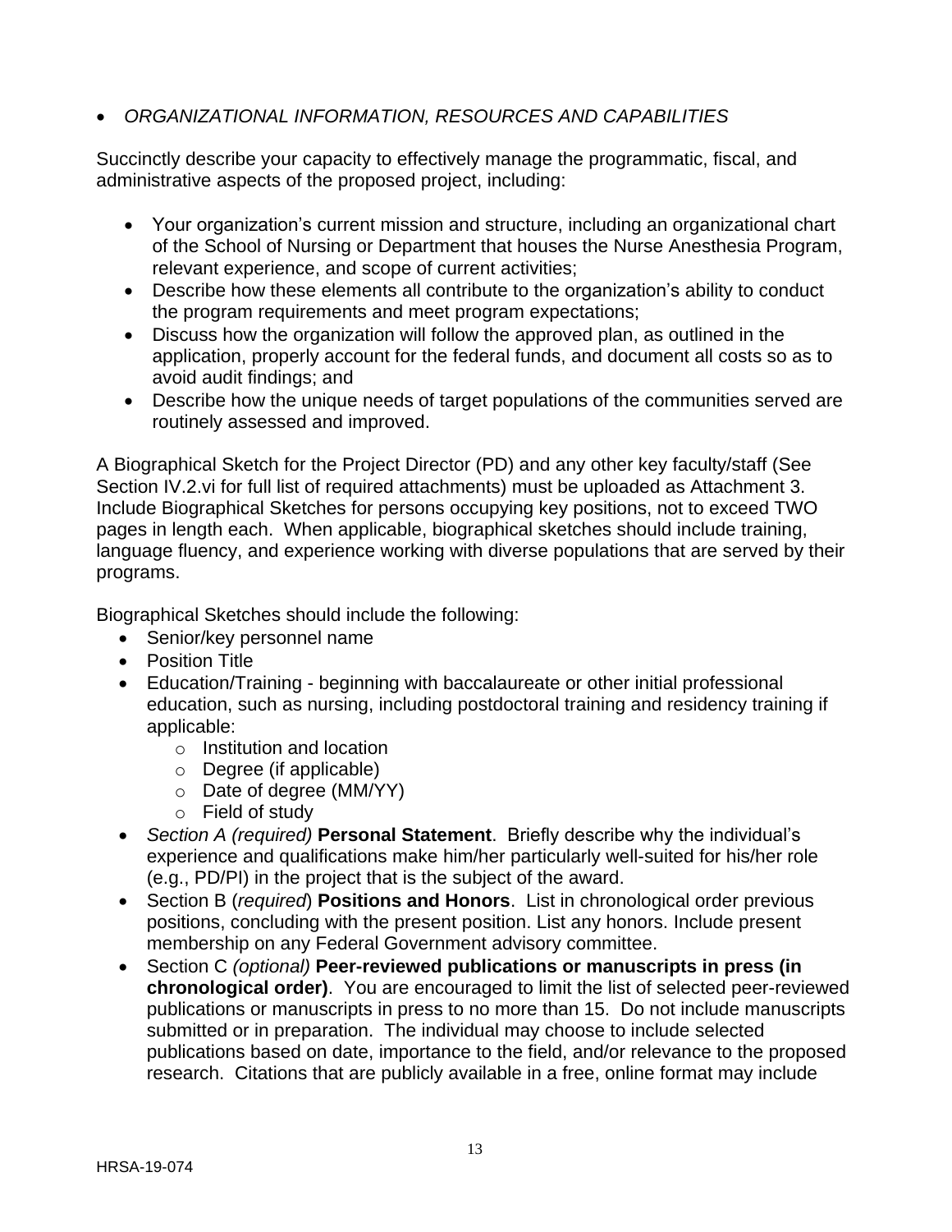- *ORGANIZATIONAL INFORMATION, RESOURCES AND CAPABILITIES*

Succinctly describe your capacity to effectively manage the programmatic, fiscal, and administrative aspects of the proposed project, including:

- Your organization's current mission and structure, including an organizational chart of the School of Nursing or Department that houses the Nurse Anesthesia Program, relevant experience, and scope of current activities;
- Describe how these elements all contribute to the organization's ability to conduct the program requirements and meet program expectations;
- Discuss how the organization will follow the approved plan, as outlined in the application, properly account for the federal funds, and document all costs so as to avoid audit findings; and
- Describe how the unique needs of target populations of the communities served are routinely assessed and improved.

A Biographical Sketch for the Project Director (PD) and any other key faculty/staff (See Section IV.2.vi for full list of required attachments) must be uploaded as Attachment 3. Include Biographical Sketches for persons occupying key positions, not to exceed TWO pages in length each. When applicable, biographical sketches should include training, language fluency, and experience working with diverse populations that are served by their programs.

Biographical Sketches should include the following:

- Senior/key personnel name
- Position Title
- Education/Training - beginning with baccalaureate or other initial professional education, such as nursing, including postdoctoral training and residency training if applicable:
    - Institution and location
    - Degree (if applicable)
    - Date of degree (MM/YY)
    - Field of study
- *Section A (required)* **Personal Statement**. Briefly describe why the individual's experience and qualifications make him/her particularly well-suited for his/her role (e.g., PD/PI) in the project that is the subject of the award.
- Section B (*required*) **Positions and Honors**. List in chronological order previous positions, concluding with the present position. List any honors. Include present membership on any Federal Government advisory committee.
- Section C *(optional)* **Peer-reviewed publications or manuscripts in press (in chronological order)**. You are encouraged to limit the list of selected peer-reviewed publications or manuscripts in press to no more than 15. Do not include manuscripts submitted or in preparation. The individual may choose to include selected publications based on date, importance to the field, and/or relevance to the proposed research. Citations that are publicly available in a free, online format may include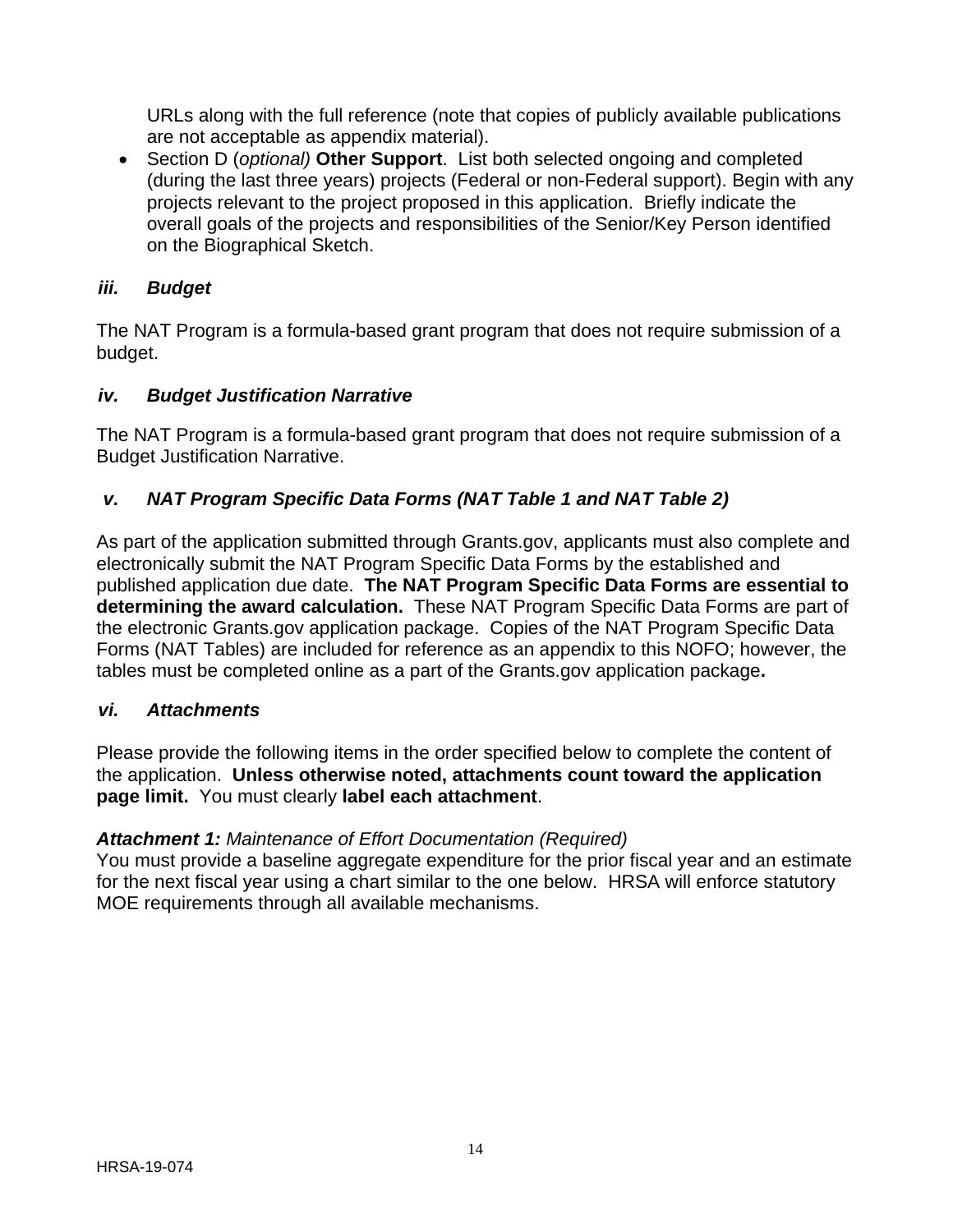URLs along with the full reference (note that copies of publicly available publications are not acceptable as appendix material).

- Section D (*optional)* **Other Support**. List both selected ongoing and completed (during the last three years) projects (Federal or non-Federal support). Begin with any projects relevant to the project proposed in this application. Briefly indicate the overall goals of the projects and responsibilities of the Senior/Key Person identified on the Biographical Sketch.

### *iii. Budget*

The NAT Program is a formula-based grant program that does not require submission of a budget.

### *iv. Budget Justification Narrative*

The NAT Program is a formula-based grant program that does not require submission of a Budget Justification Narrative.

### *v. NAT Program Specific Data Forms (NAT Table 1 and NAT Table 2)*

As part of the application submitted through Grants.gov, applicants must also complete and electronically submit the NAT Program Specific Data Forms by the established and published application due date. **The NAT Program Specific Data Forms are essential to determining the award calculation.** These NAT Program Specific Data Forms are part of the electronic Grants.gov application package. Copies of the NAT Program Specific Data Forms (NAT Tables) are included for reference as an appendix to this NOFO; however, the tables must be completed online as a part of the Grants.gov application package**.**

### *vi. Attachments*

Please provide the following items in the order specified below to complete the content of the application. **Unless otherwise noted, attachments count toward the application page limit.** You must clearly **label each attachment**.

***Attachment 1:*** *Maintenance of Effort Documentation (Required)*
You must provide a baseline aggregate expenditure for the prior fiscal year and an estimate for the next fiscal year using a chart similar to the one below. HRSA will enforce statutory MOE requirements through all available mechanisms.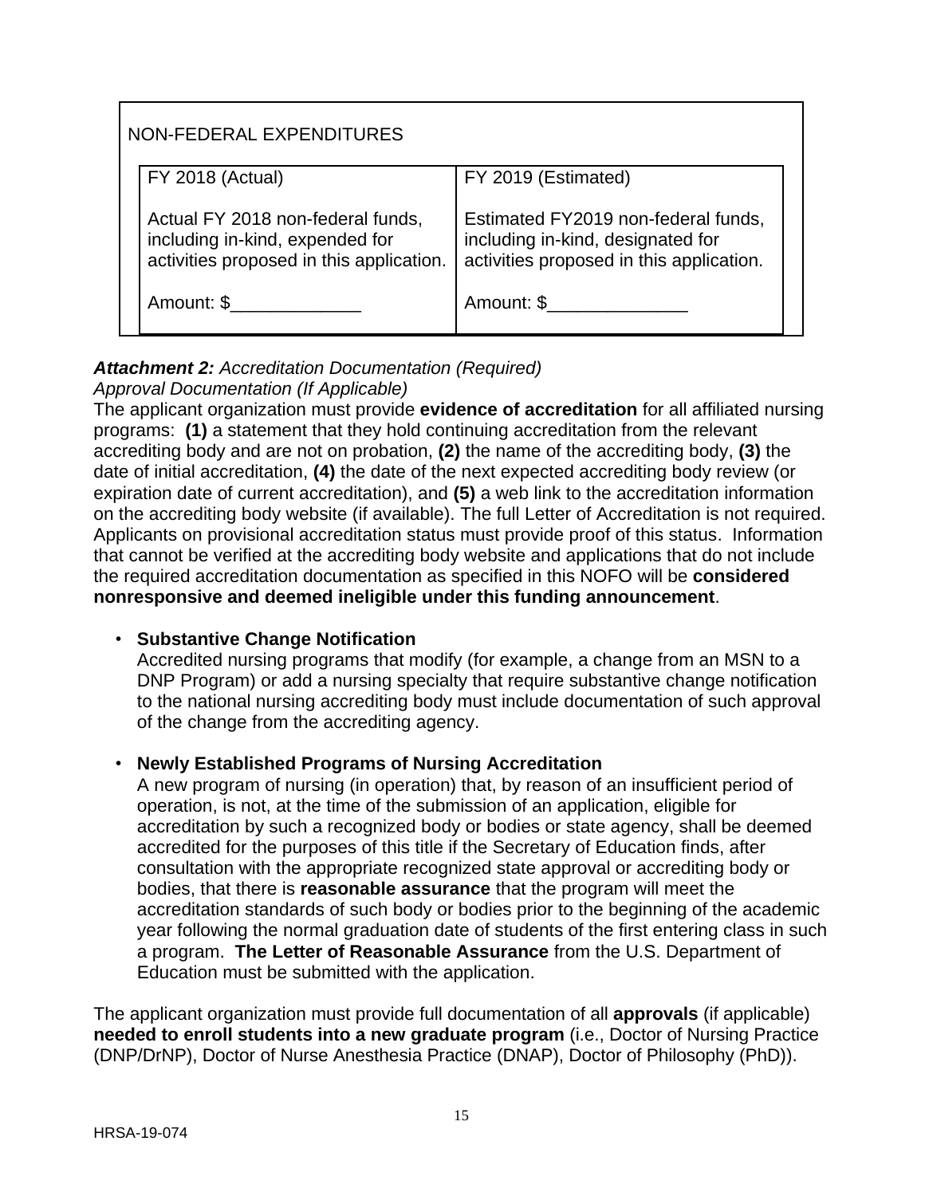| NON-FEDERAL EXPENDITURES | |
|---|---|
| FY 2018 (Actual) | FY 2019 (Estimated) |
| Actual FY 2018 non-federal funds, including in-kind, expended for activities proposed in this application. | Estimated FY2019 non-federal funds, including in-kind, designated for activities proposed in this application. |
| Amount: $_____________ | Amount: $______________ |

***Attachment 2:*** *Accreditation Documentation (Required)*
*Approval Documentation (If Applicable)*

The applicant organization must provide **evidence of accreditation** for all affiliated nursing programs: **(1)** a statement that they hold continuing accreditation from the relevant accrediting body and are not on probation, **(2)** the name of the accrediting body, **(3)** the date of initial accreditation, **(4)** the date of the next expected accrediting body review (or expiration date of current accreditation), and **(5)** a web link to the accreditation information on the accrediting body website (if available). The full Letter of Accreditation is not required. Applicants on provisional accreditation status must provide proof of this status. Information that cannot be verified at the accrediting body website and applications that do not include the required accreditation documentation as specified in this NOFO will be **considered nonresponsive and deemed ineligible under this funding announcement**.

- **Substantive Change Notification**
  Accredited nursing programs that modify (for example, a change from an MSN to a DNP Program) or add a nursing specialty that require substantive change notification to the national nursing accrediting body must include documentation of such approval of the change from the accrediting agency.

- **Newly Established Programs of Nursing Accreditation**
  A new program of nursing (in operation) that, by reason of an insufficient period of operation, is not, at the time of the submission of an application, eligible for accreditation by such a recognized body or bodies or state agency, shall be deemed accredited for the purposes of this title if the Secretary of Education finds, after consultation with the appropriate recognized state approval or accrediting body or bodies, that there is **reasonable assurance** that the program will meet the accreditation standards of such body or bodies prior to the beginning of the academic year following the normal graduation date of students of the first entering class in such a program. **The Letter of Reasonable Assurance** from the U.S. Department of Education must be submitted with the application.

The applicant organization must provide full documentation of all **approvals** (if applicable) **needed to enroll students into a new graduate program** (i.e., Doctor of Nursing Practice (DNP/DrNP), Doctor of Nurse Anesthesia Practice (DNAP), Doctor of Philosophy (PhD)).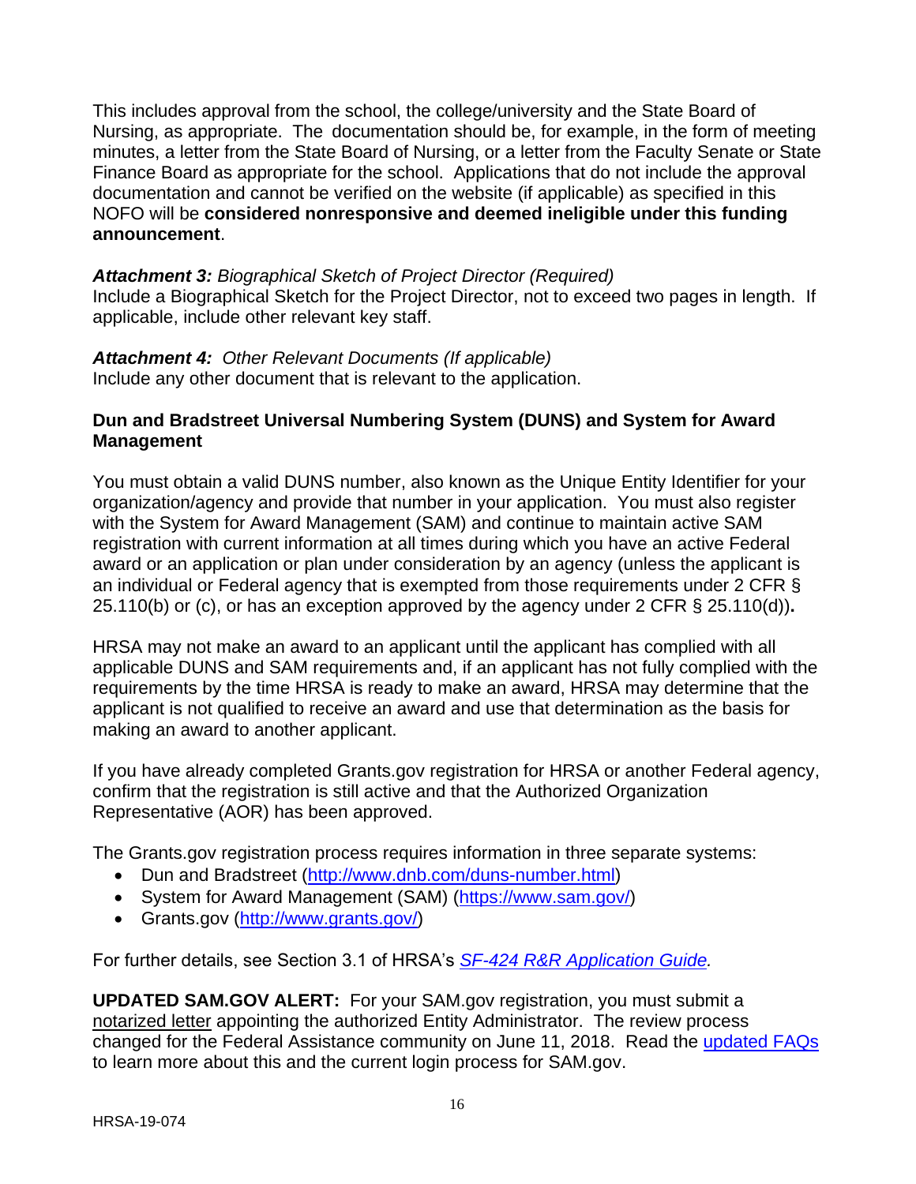This includes approval from the school, the college/university and the State Board of Nursing, as appropriate. The documentation should be, for example, in the form of meeting minutes, a letter from the State Board of Nursing, or a letter from the Faculty Senate or State Finance Board as appropriate for the school. Applications that do not include the approval documentation and cannot be verified on the website (if applicable) as specified in this NOFO will be **considered nonresponsive and deemed ineligible under this funding announcement**.

***Attachment 3:*** *Biographical Sketch of Project Director (Required)*
Include a Biographical Sketch for the Project Director, not to exceed two pages in length. If applicable, include other relevant key staff.

***Attachment 4:*** *Other Relevant Documents (If applicable)*
Include any other document that is relevant to the application.

**Dun and Bradstreet Universal Numbering System (DUNS) and System for Award Management**

You must obtain a valid DUNS number, also known as the Unique Entity Identifier for your organization/agency and provide that number in your application. You must also register with the System for Award Management (SAM) and continue to maintain active SAM registration with current information at all times during which you have an active Federal award or an application or plan under consideration by an agency (unless the applicant is an individual or Federal agency that is exempted from those requirements under 2 CFR § 25.110(b) or (c), or has an exception approved by the agency under 2 CFR § 25.110(d))**.**

HRSA may not make an award to an applicant until the applicant has complied with all applicable DUNS and SAM requirements and, if an applicant has not fully complied with the requirements by the time HRSA is ready to make an award, HRSA may determine that the applicant is not qualified to receive an award and use that determination as the basis for making an award to another applicant.

If you have already completed Grants.gov registration for HRSA or another Federal agency, confirm that the registration is still active and that the Authorized Organization Representative (AOR) has been approved.

The Grants.gov registration process requires information in three separate systems:

- Dun and Bradstreet (http://www.dnb.com/duns-number.html)
- System for Award Management (SAM) (https://www.sam.gov/)
- Grants.gov (http://www.grants.gov/)

For further details, see Section 3.1 of HRSA's *SF-424 R&R Application Guide.*

**UPDATED SAM.GOV ALERT:** For your SAM.gov registration, you must submit a notarized letter appointing the authorized Entity Administrator. The review process changed for the Federal Assistance community on June 11, 2018. Read the updated FAQs to learn more about this and the current login process for SAM.gov.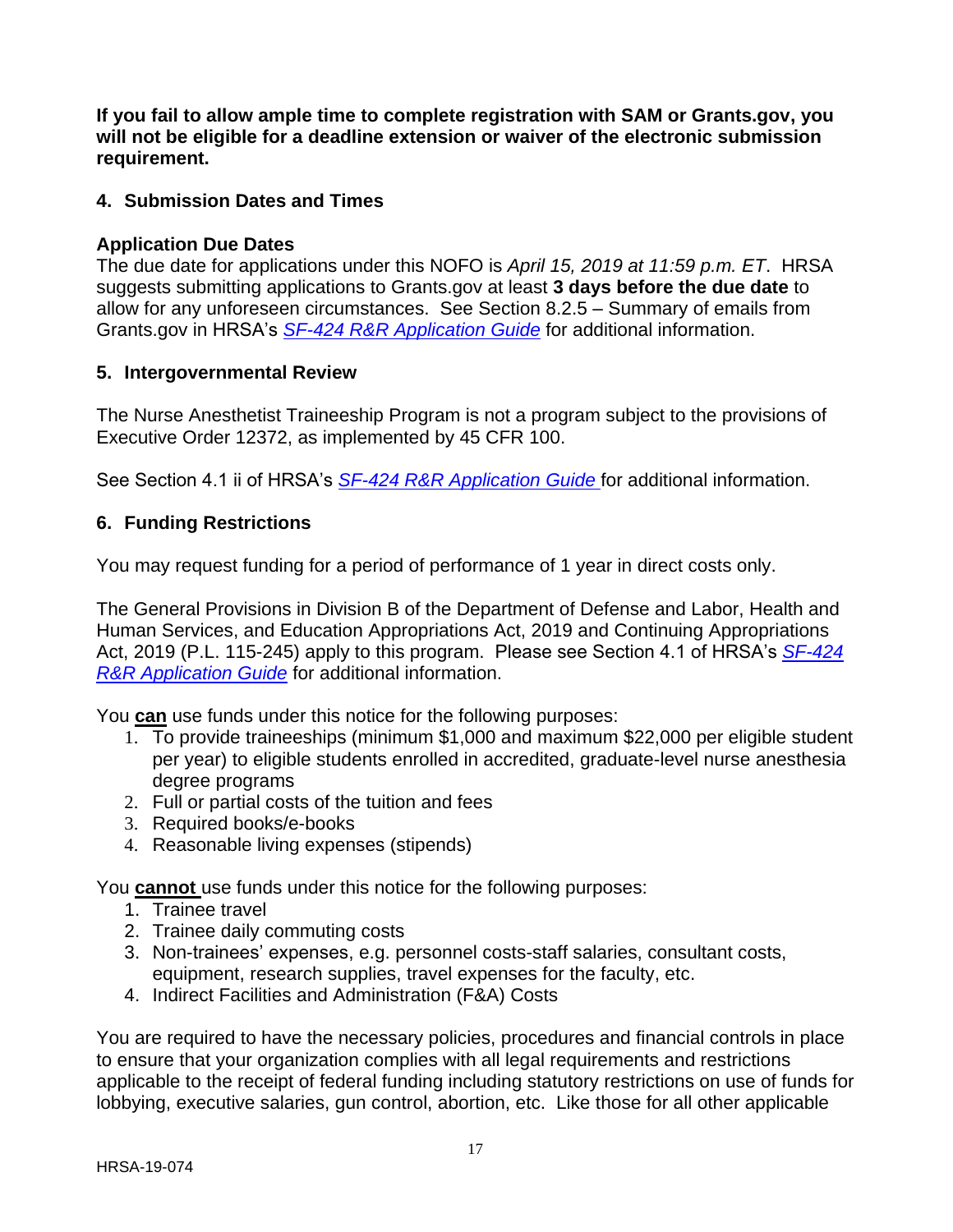**If you fail to allow ample time to complete registration with SAM or Grants.gov, you will not be eligible for a deadline extension or waiver of the electronic submission requirement.**

## 4. Submission Dates and Times

**Application Due Dates**

The due date for applications under this NOFO is *April 15, 2019 at 11:59 p.m. ET*. HRSA suggests submitting applications to Grants.gov at least **3 days before the due date** to allow for any unforeseen circumstances. See Section 8.2.5 – Summary of emails from Grants.gov in HRSA's *SF-424 R&R Application Guide* for additional information.

## 5. Intergovernmental Review

The Nurse Anesthetist Traineeship Program is not a program subject to the provisions of Executive Order 12372, as implemented by 45 CFR 100.

See Section 4.1 ii of HRSA's *SF-424 R&R Application Guide* for additional information.

## 6. Funding Restrictions

You may request funding for a period of performance of 1 year in direct costs only.

The General Provisions in Division B of the Department of Defense and Labor, Health and Human Services, and Education Appropriations Act, 2019 and Continuing Appropriations Act, 2019 (P.L. 115-245) apply to this program. Please see Section 4.1 of HRSA's *SF-424 R&R Application Guide* for additional information.

You **can** use funds under this notice for the following purposes:

1. To provide traineeships (minimum $1,000 and maximum $22,000 per eligible student per year) to eligible students enrolled in accredited, graduate-level nurse anesthesia degree programs
2. Full or partial costs of the tuition and fees
3. Required books/e-books
4. Reasonable living expenses (stipends)

You **cannot** use funds under this notice for the following purposes:

1. Trainee travel
2. Trainee daily commuting costs
3. Non-trainees' expenses, e.g. personnel costs-staff salaries, consultant costs, equipment, research supplies, travel expenses for the faculty, etc.
4. Indirect Facilities and Administration (F&A) Costs

You are required to have the necessary policies, procedures and financial controls in place to ensure that your organization complies with all legal requirements and restrictions applicable to the receipt of federal funding including statutory restrictions on use of funds for lobbying, executive salaries, gun control, abortion, etc. Like those for all other applicable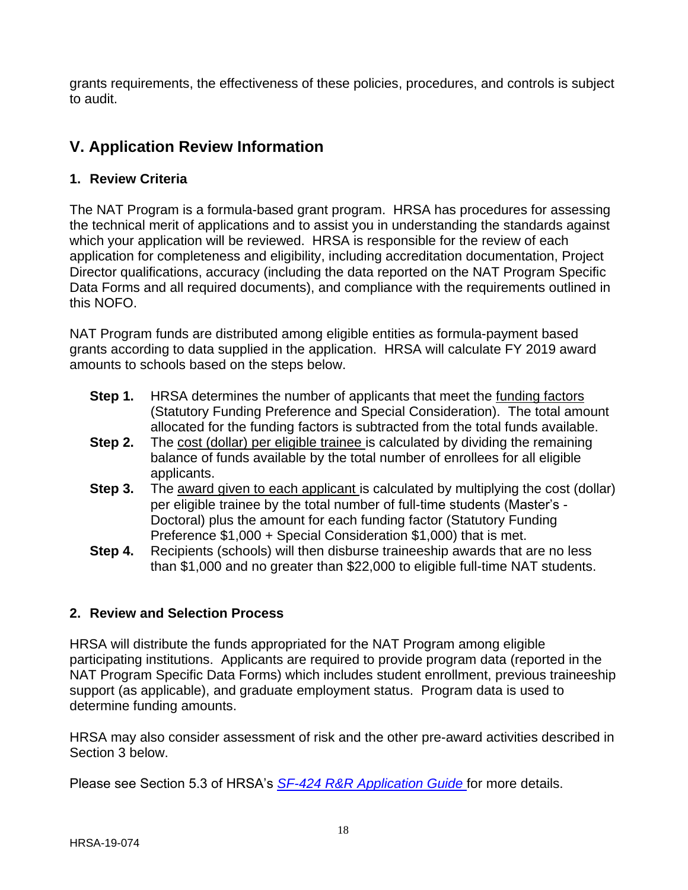grants requirements, the effectiveness of these policies, procedures, and controls is subject to audit.

## V. Application Review Information

### 1. Review Criteria

The NAT Program is a formula-based grant program. HRSA has procedures for assessing the technical merit of applications and to assist you in understanding the standards against which your application will be reviewed. HRSA is responsible for the review of each application for completeness and eligibility, including accreditation documentation, Project Director qualifications, accuracy (including the data reported on the NAT Program Specific Data Forms and all required documents), and compliance with the requirements outlined in this NOFO.

NAT Program funds are distributed among eligible entities as formula-payment based grants according to data supplied in the application. HRSA will calculate FY 2019 award amounts to schools based on the steps below.

- **Step 1.** HRSA determines the number of applicants that meet the funding factors (Statutory Funding Preference and Special Consideration). The total amount allocated for the funding factors is subtracted from the total funds available.
- **Step 2.** The cost (dollar) per eligible trainee is calculated by dividing the remaining balance of funds available by the total number of enrollees for all eligible applicants.
- **Step 3.** The award given to each applicant is calculated by multiplying the cost (dollar) per eligible trainee by the total number of full-time students (Master's - Doctoral) plus the amount for each funding factor (Statutory Funding Preference $1,000 + Special Consideration $1,000) that is met.
- **Step 4.** Recipients (schools) will then disburse traineeship awards that are no less than $1,000 and no greater than $22,000 to eligible full-time NAT students.

### 2. Review and Selection Process

HRSA will distribute the funds appropriated for the NAT Program among eligible participating institutions. Applicants are required to provide program data (reported in the NAT Program Specific Data Forms) which includes student enrollment, previous traineeship support (as applicable), and graduate employment status. Program data is used to determine funding amounts.

HRSA may also consider assessment of risk and the other pre-award activities described in Section 3 below.

Please see Section 5.3 of HRSA's *SF-424 R&R Application Guide* for more details.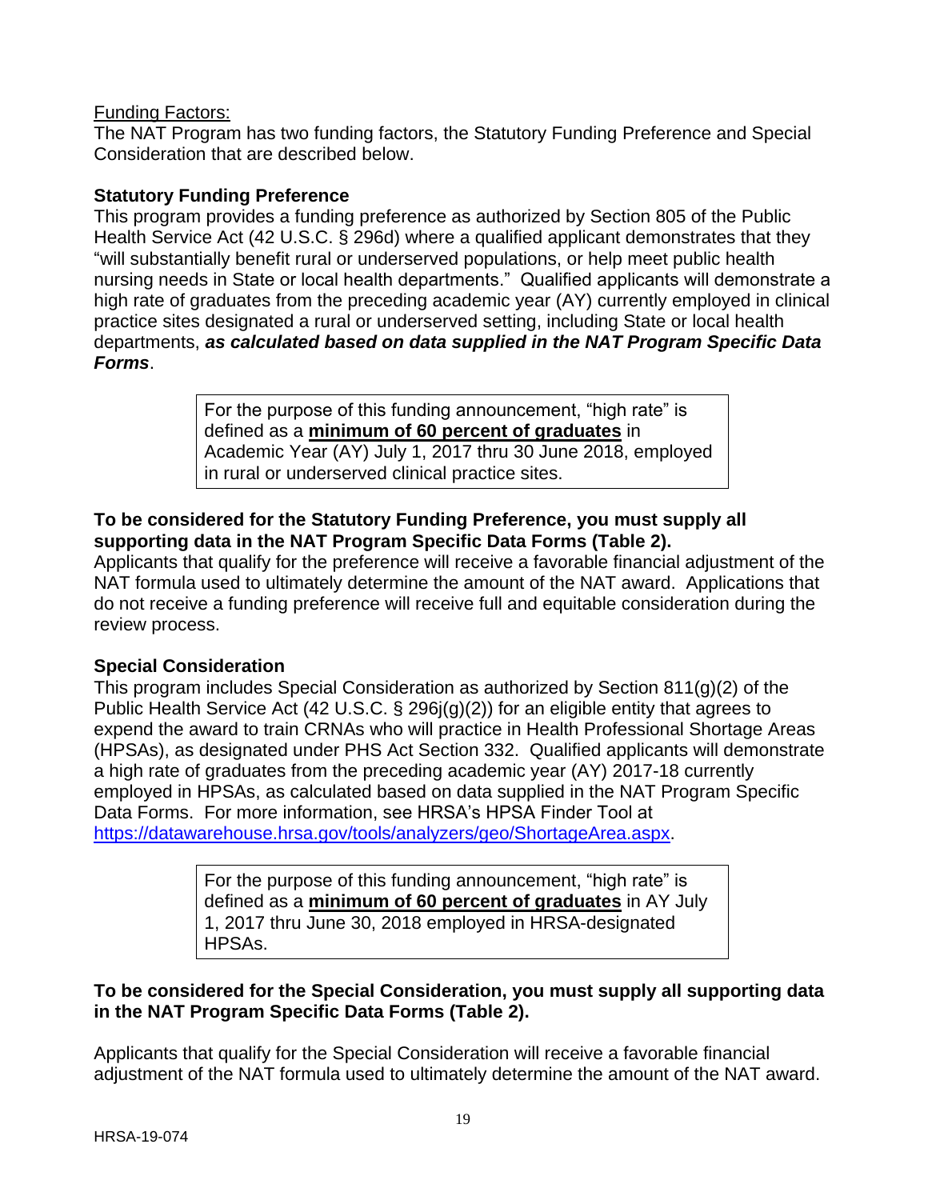<u>Funding Factors:</u>
The NAT Program has two funding factors, the Statutory Funding Preference and Special Consideration that are described below.

**Statutory Funding Preference**
This program provides a funding preference as authorized by Section 805 of the Public Health Service Act (42 U.S.C. § 296d) where a qualified applicant demonstrates that they "will substantially benefit rural or underserved populations, or help meet public health nursing needs in State or local health departments." Qualified applicants will demonstrate a high rate of graduates from the preceding academic year (AY) currently employed in clinical practice sites designated a rural or underserved setting, including State or local health departments, ***as calculated based on data supplied in the NAT Program Specific Data Forms***.

> For the purpose of this funding announcement, "high rate" is defined as a <u>**minimum of 60 percent of graduates**</u> in Academic Year (AY) July 1, 2017 thru 30 June 2018, employed in rural or underserved clinical practice sites.

**To be considered for the Statutory Funding Preference, you must supply all supporting data in the NAT Program Specific Data Forms (Table 2).**
Applicants that qualify for the preference will receive a favorable financial adjustment of the NAT formula used to ultimately determine the amount of the NAT award. Applications that do not receive a funding preference will receive full and equitable consideration during the review process.

**Special Consideration**
This program includes Special Consideration as authorized by Section 811(g)(2) of the Public Health Service Act (42 U.S.C. § 296j(g)(2)) for an eligible entity that agrees to expend the award to train CRNAs who will practice in Health Professional Shortage Areas (HPSAs), as designated under PHS Act Section 332. Qualified applicants will demonstrate a high rate of graduates from the preceding academic year (AY) 2017-18 currently employed in HPSAs, as calculated based on data supplied in the NAT Program Specific Data Forms. For more information, see HRSA's HPSA Finder Tool at https://datawarehouse.hrsa.gov/tools/analyzers/geo/ShortageArea.aspx.

> For the purpose of this funding announcement, "high rate" is defined as a <u>**minimum of 60 percent of graduates**</u> in AY July 1, 2017 thru June 30, 2018 employed in HRSA-designated HPSAs.

**To be considered for the Special Consideration, you must supply all supporting data in the NAT Program Specific Data Forms (Table 2).**

Applicants that qualify for the Special Consideration will receive a favorable financial adjustment of the NAT formula used to ultimately determine the amount of the NAT award.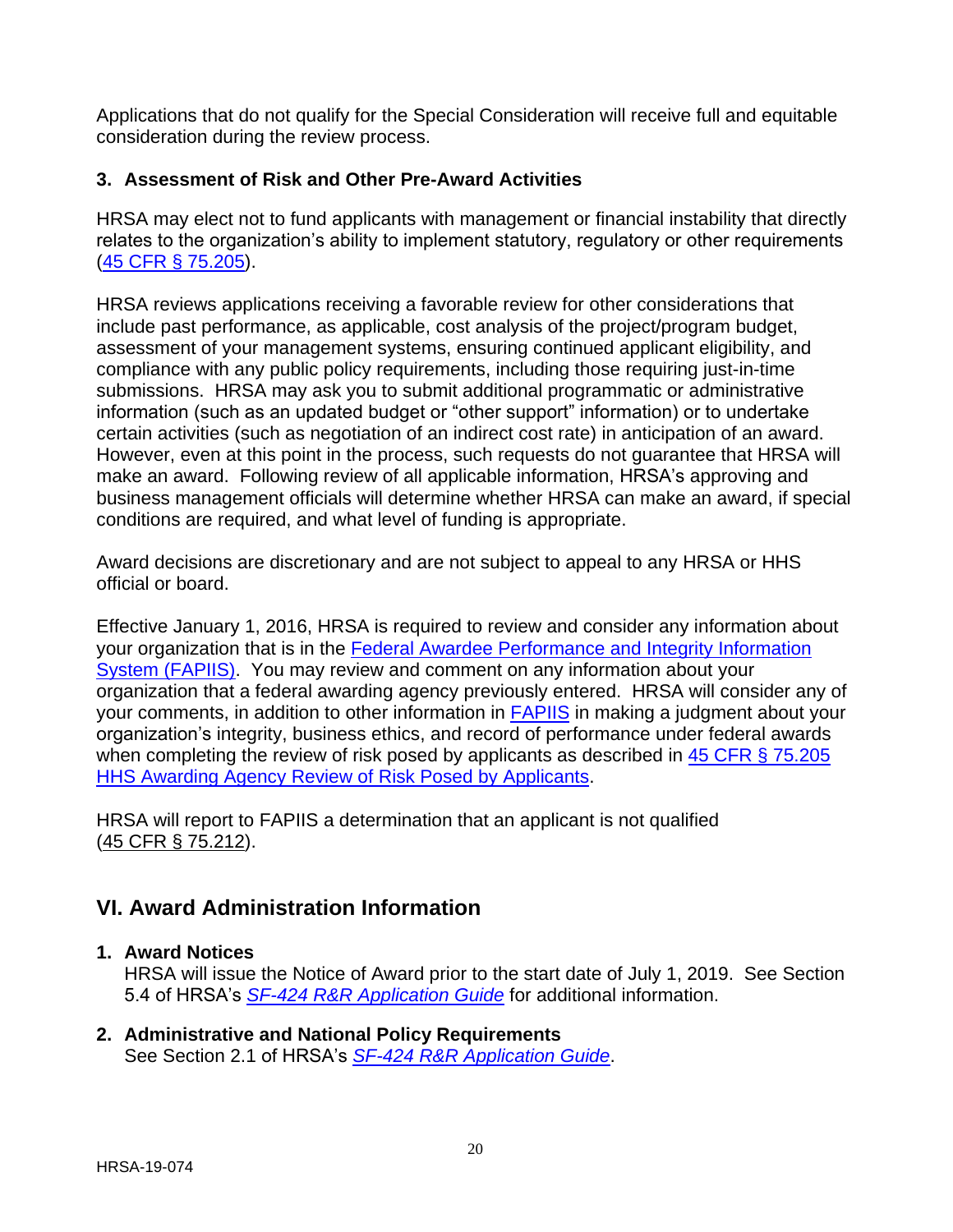Applications that do not qualify for the Special Consideration will receive full and equitable consideration during the review process.

### 3. Assessment of Risk and Other Pre-Award Activities

HRSA may elect not to fund applicants with management or financial instability that directly relates to the organization's ability to implement statutory, regulatory or other requirements (45 CFR § 75.205).

HRSA reviews applications receiving a favorable review for other considerations that include past performance, as applicable, cost analysis of the project/program budget, assessment of your management systems, ensuring continued applicant eligibility, and compliance with any public policy requirements, including those requiring just-in-time submissions. HRSA may ask you to submit additional programmatic or administrative information (such as an updated budget or "other support" information) or to undertake certain activities (such as negotiation of an indirect cost rate) in anticipation of an award. However, even at this point in the process, such requests do not guarantee that HRSA will make an award. Following review of all applicable information, HRSA's approving and business management officials will determine whether HRSA can make an award, if special conditions are required, and what level of funding is appropriate.

Award decisions are discretionary and are not subject to appeal to any HRSA or HHS official or board.

Effective January 1, 2016, HRSA is required to review and consider any information about your organization that is in the Federal Awardee Performance and Integrity Information System (FAPIIS). You may review and comment on any information about your organization that a federal awarding agency previously entered. HRSA will consider any of your comments, in addition to other information in FAPIIS in making a judgment about your organization's integrity, business ethics, and record of performance under federal awards when completing the review of risk posed by applicants as described in 45 CFR § 75.205 HHS Awarding Agency Review of Risk Posed by Applicants.

HRSA will report to FAPIIS a determination that an applicant is not qualified (45 CFR § 75.212).

## VI. Award Administration Information

### 1. Award Notices

HRSA will issue the Notice of Award prior to the start date of July 1, 2019. See Section 5.4 of HRSA's *SF-424 R&R Application Guide* for additional information.

### 2. Administrative and National Policy Requirements

See Section 2.1 of HRSA's *SF-424 R&R Application Guide*.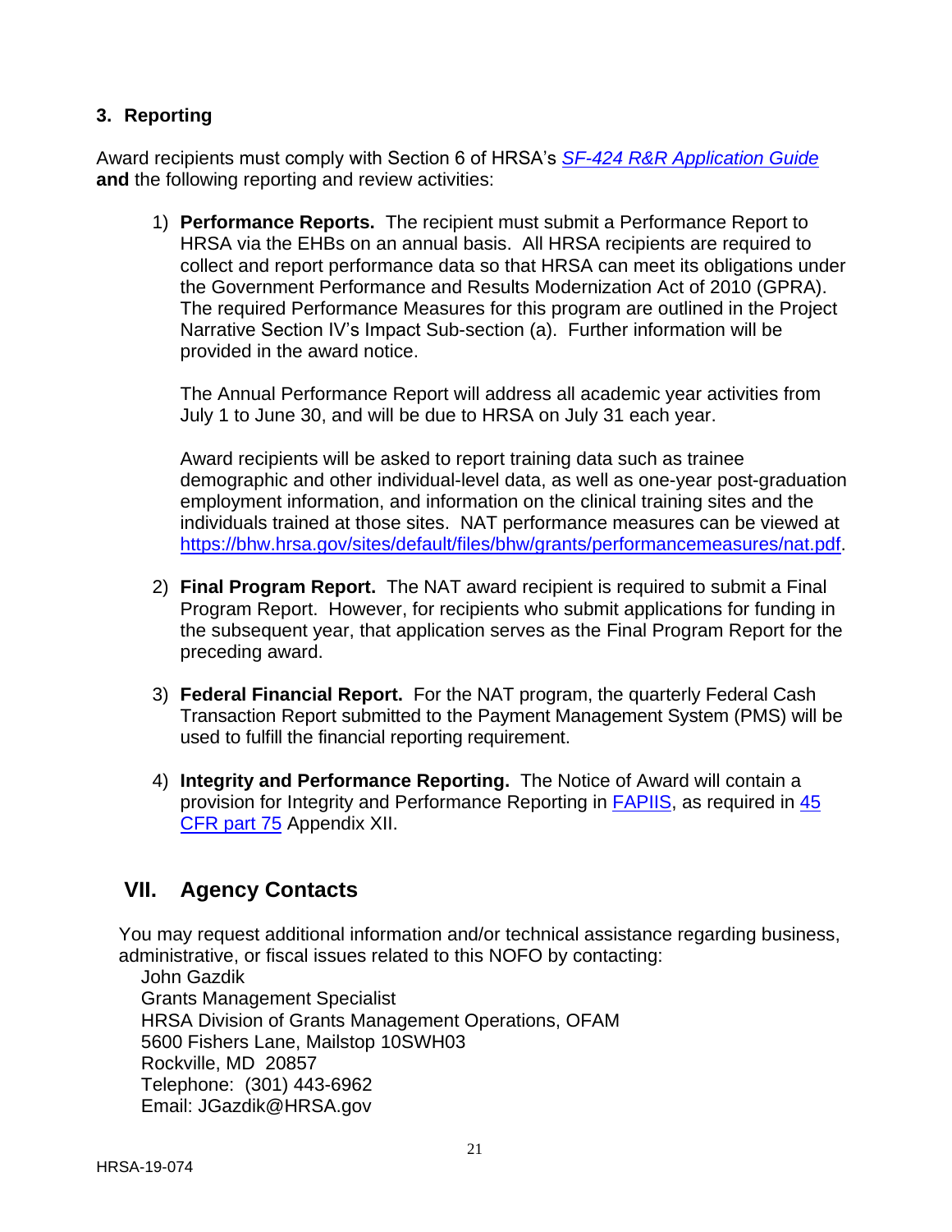### 3. Reporting

Award recipients must comply with Section 6 of HRSA's *[SF-424 R&R Application Guide](http://www.hrsa.gov/grants/apply/applicationguide/sf424rrguidev2.pdf)* **and** the following reporting and review activities:

1) **Performance Reports.** The recipient must submit a Performance Report to HRSA via the EHBs on an annual basis. All HRSA recipients are required to collect and report performance data so that HRSA can meet its obligations under the Government Performance and Results Modernization Act of 2010 (GPRA). The required Performance Measures for this program are outlined in the Project Narrative Section IV's Impact Sub-section (a). Further information will be provided in the award notice.

   The Annual Performance Report will address all academic year activities from July 1 to June 30, and will be due to HRSA on July 31 each year.

   Award recipients will be asked to report training data such as trainee demographic and other individual-level data, as well as one-year post-graduation employment information, and information on the clinical training sites and the individuals trained at those sites. NAT performance measures can be viewed at [https://bhw.hrsa.gov/sites/default/files/bhw/grants/performancemeasures/nat.pdf](https://bhw.hrsa.gov/sites/default/files/bhw/grants/performancemeasures/nat.pdf).

2) **Final Program Report.** The NAT award recipient is required to submit a Final Program Report. However, for recipients who submit applications for funding in the subsequent year, that application serves as the Final Program Report for the preceding award.

3) **Federal Financial Report.** For the NAT program, the quarterly Federal Cash Transaction Report submitted to the Payment Management System (PMS) will be used to fulfill the financial reporting requirement.

4) **Integrity and Performance Reporting.** The Notice of Award will contain a provision for Integrity and Performance Reporting in FAPIIS, as required in 45 CFR part 75 Appendix XII.

## VII. Agency Contacts

You may request additional information and/or technical assistance regarding business, administrative, or fiscal issues related to this NOFO by contacting:

John Gazdik
Grants Management Specialist
HRSA Division of Grants Management Operations, OFAM
5600 Fishers Lane, Mailstop 10SWH03
Rockville, MD 20857
Telephone: (301) 443-6962
Email: JGazdik@HRSA.gov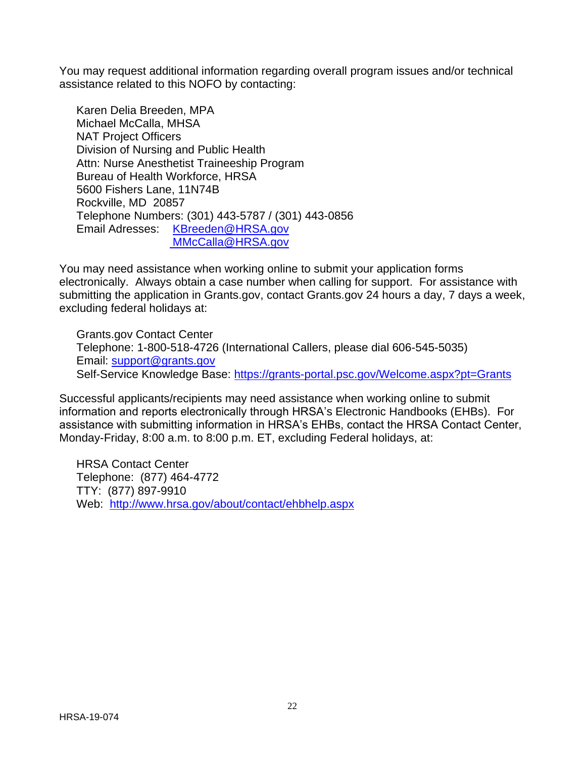You may request additional information regarding overall program issues and/or technical assistance related to this NOFO by contacting:

Karen Delia Breeden, MPA  
Michael McCalla, MHSA  
NAT Project Officers  
Division of Nursing and Public Health  
Attn: Nurse Anesthetist Traineeship Program  
Bureau of Health Workforce, HRSA  
5600 Fishers Lane, 11N74B  
Rockville, MD 20857  
Telephone Numbers: (301) 443-5787 / (301) 443-0856  
Email Adresses: KBreeden@HRSA.gov  
MMcCalla@HRSA.gov

You may need assistance when working online to submit your application forms electronically. Always obtain a case number when calling for support. For assistance with submitting the application in Grants.gov, contact Grants.gov 24 hours a day, 7 days a week, excluding federal holidays at:

Grants.gov Contact Center  
Telephone: 1-800-518-4726 (International Callers, please dial 606-545-5035)  
Email: support@grants.gov  
Self-Service Knowledge Base: https://grants-portal.psc.gov/Welcome.aspx?pt=Grants

Successful applicants/recipients may need assistance when working online to submit information and reports electronically through HRSA's Electronic Handbooks (EHBs). For assistance with submitting information in HRSA's EHBs, contact the HRSA Contact Center, Monday-Friday, 8:00 a.m. to 8:00 p.m. ET, excluding Federal holidays, at:

HRSA Contact Center  
Telephone: (877) 464-4772  
TTY: (877) 897-9910  
Web: http://www.hrsa.gov/about/contact/ehbhelp.aspx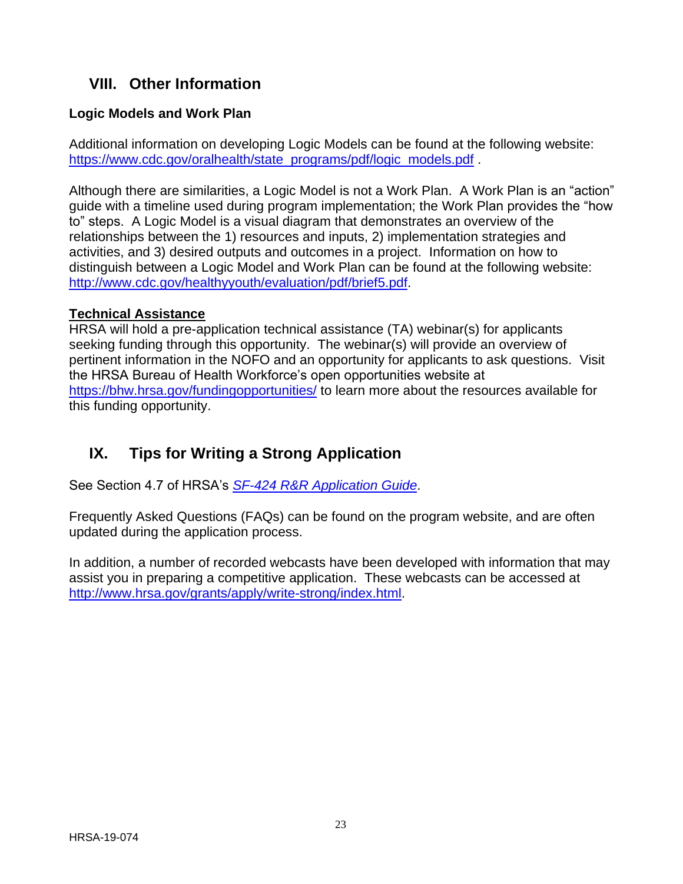## VIII. Other Information

### Logic Models and Work Plan

Additional information on developing Logic Models can be found at the following website: https://www.cdc.gov/oralhealth/state_programs/pdf/logic_models.pdf .

Although there are similarities, a Logic Model is not a Work Plan. A Work Plan is an "action" guide with a timeline used during program implementation; the Work Plan provides the "how to" steps. A Logic Model is a visual diagram that demonstrates an overview of the relationships between the 1) resources and inputs, 2) implementation strategies and activities, and 3) desired outputs and outcomes in a project. Information on how to distinguish between a Logic Model and Work Plan can be found at the following website: http://www.cdc.gov/healthyyouth/evaluation/pdf/brief5.pdf.

**Technical Assistance**

HRSA will hold a pre-application technical assistance (TA) webinar(s) for applicants seeking funding through this opportunity. The webinar(s) will provide an overview of pertinent information in the NOFO and an opportunity for applicants to ask questions. Visit the HRSA Bureau of Health Workforce's open opportunities website at https://bhw.hrsa.gov/fundingopportunities/ to learn more about the resources available for this funding opportunity.

## IX. Tips for Writing a Strong Application

See Section 4.7 of HRSA's *SF-424 R&R Application Guide*.

Frequently Asked Questions (FAQs) can be found on the program website, and are often updated during the application process.

In addition, a number of recorded webcasts have been developed with information that may assist you in preparing a competitive application. These webcasts can be accessed at http://www.hrsa.gov/grants/apply/write-strong/index.html.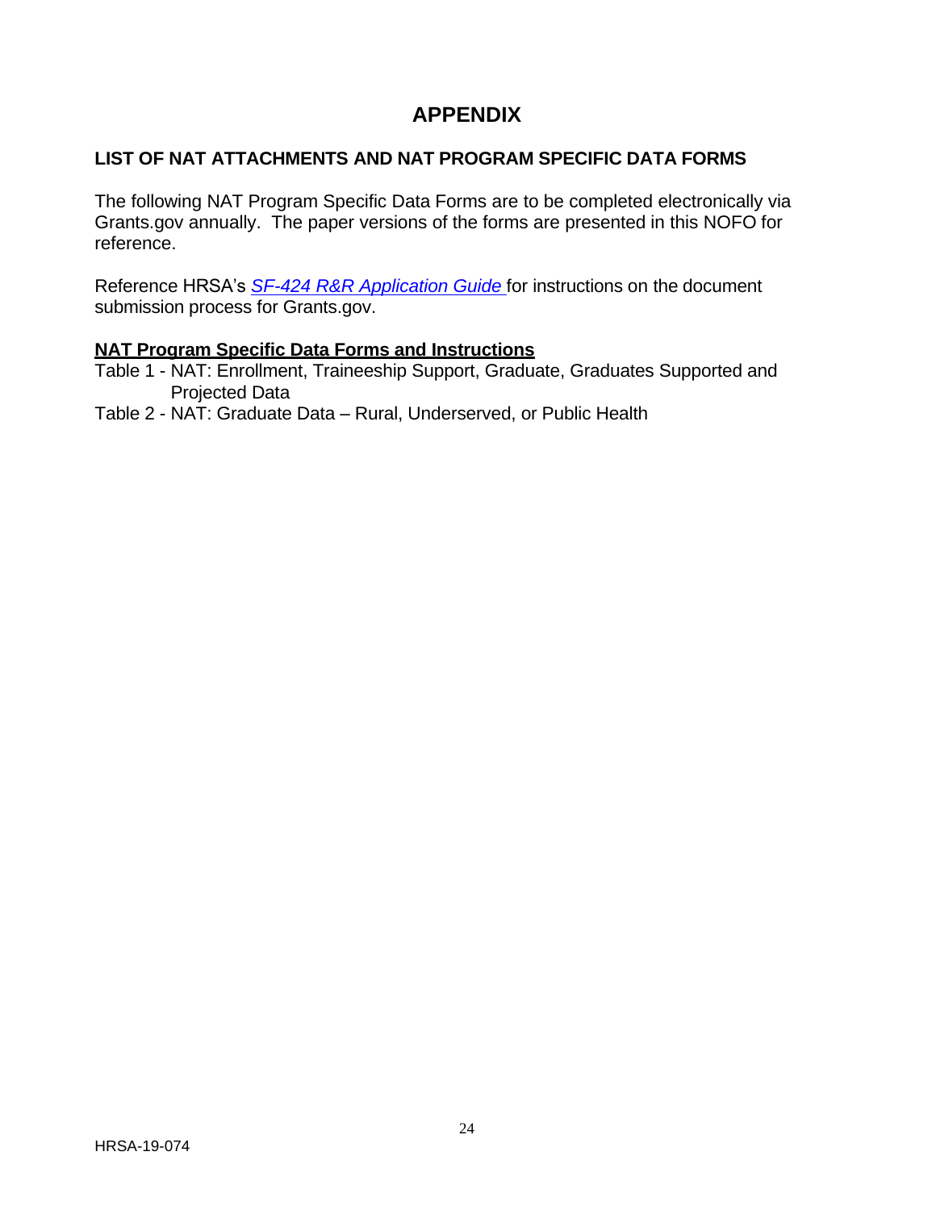# APPENDIX

## LIST OF NAT ATTACHMENTS AND NAT PROGRAM SPECIFIC DATA FORMS

The following NAT Program Specific Data Forms are to be completed electronically via Grants.gov annually. The paper versions of the forms are presented in this NOFO for reference.

Reference HRSA's *SF-424 R&R Application Guide* for instructions on the document submission process for Grants.gov.

**NAT Program Specific Data Forms and Instructions**

Table 1 - NAT: Enrollment, Traineeship Support, Graduate, Graduates Supported and Projected Data

Table 2 - NAT: Graduate Data – Rural, Underserved, or Public Health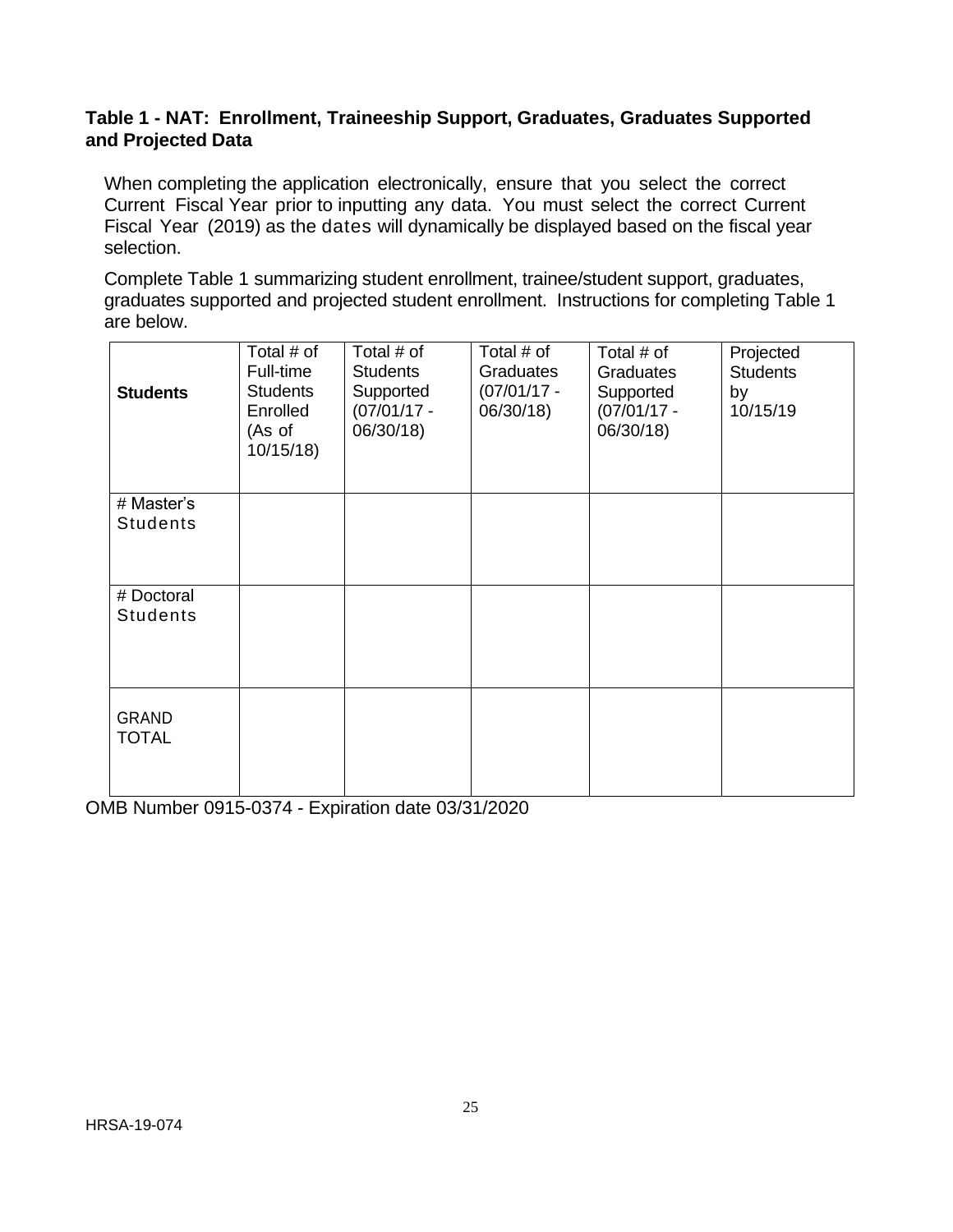### Table 1 - NAT: Enrollment, Traineeship Support, Graduates, Graduates Supported and Projected Data

When completing the application electronically, ensure that you select the correct Current Fiscal Year prior to inputting any data. You must select the correct Current Fiscal Year (2019) as the dates will dynamically be displayed based on the fiscal year selection.

Complete Table 1 summarizing student enrollment, trainee/student support, graduates, graduates supported and projected student enrollment. Instructions for completing Table 1 are below.

| **Students** | Total # of Full-time Students Enrolled (As of 10/15/18) | Total # of Students Supported (07/01/17 - 06/30/18) | Total # of Graduates (07/01/17 - 06/30/18) | Total # of Graduates Supported (07/01/17 - 06/30/18) | Projected Students by 10/15/19 |
|---|---|---|---|---|---|
| # Master's Students | | | | | |
| # Doctoral Students | | | | | |
| GRAND TOTAL | | | | | |

OMB Number 0915-0374 - Expiration date 03/31/2020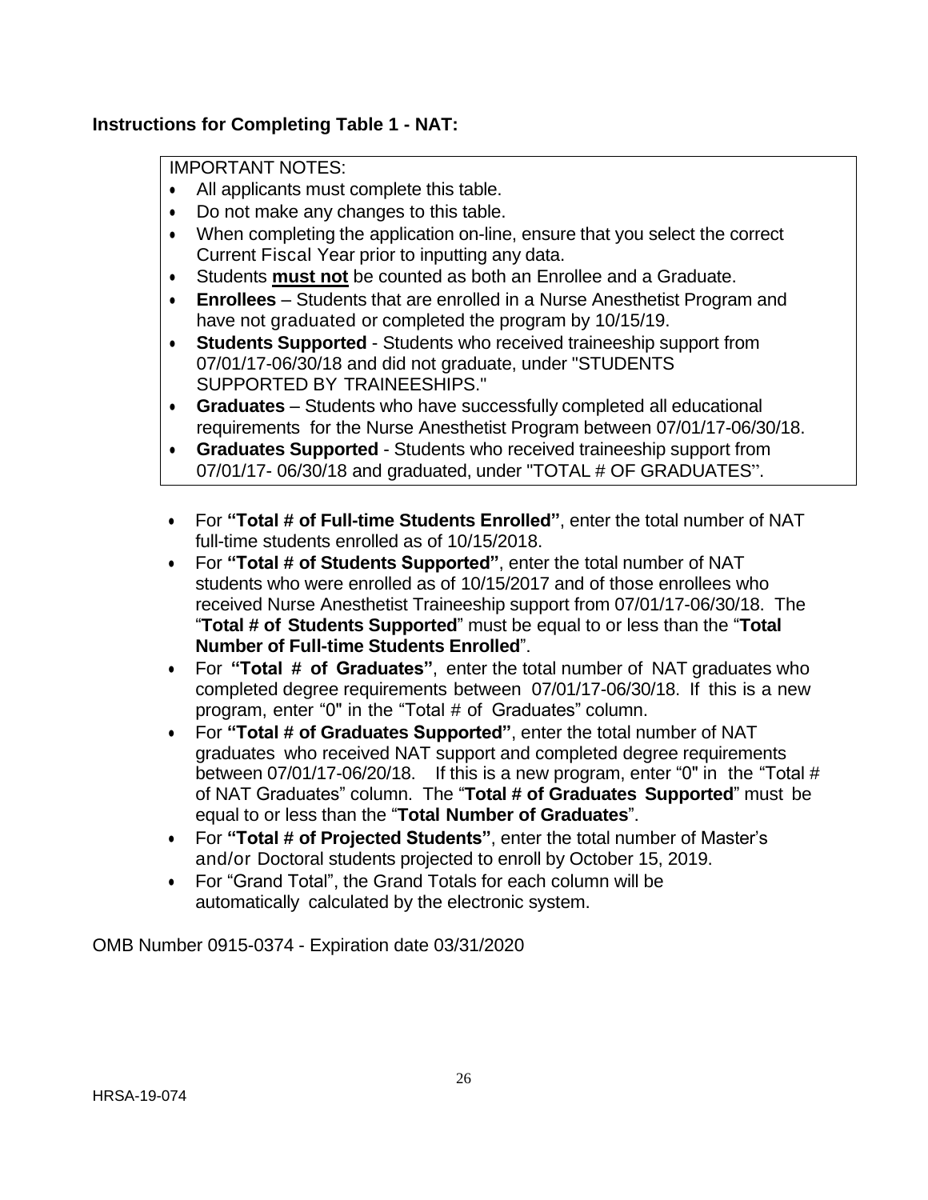### Instructions for Completing Table 1 - NAT:

IMPORTANT NOTES:

- All applicants must complete this table.
- Do not make any changes to this table.
- When completing the application on-line, ensure that you select the correct Current Fiscal Year prior to inputting any data.
- Students **must not** be counted as both an Enrollee and a Graduate.
- **Enrollees** – Students that are enrolled in a Nurse Anesthetist Program and have not graduated or completed the program by 10/15/19.
- **Students Supported** - Students who received traineeship support from 07/01/17-06/30/18 and did not graduate, under "STUDENTS SUPPORTED BY TRAINEESHIPS."
- **Graduates** – Students who have successfully completed all educational requirements for the Nurse Anesthetist Program between 07/01/17-06/30/18.
- **Graduates Supported** - Students who received traineeship support from 07/01/17- 06/30/18 and graduated, under "TOTAL # OF GRADUATES".

- For **"Total # of Full-time Students Enrolled"**, enter the total number of NAT full-time students enrolled as of 10/15/2018.
- For **"Total # of Students Supported"**, enter the total number of NAT students who were enrolled as of 10/15/2017 and of those enrollees who received Nurse Anesthetist Traineeship support from 07/01/17-06/30/18. The "**Total # of Students Supported**" must be equal to or less than the "**Total Number of Full-time Students Enrolled**".
- For **"Total # of Graduates"**, enter the total number of NAT graduates who completed degree requirements between 07/01/17-06/30/18. If this is a new program, enter "0" in the "Total # of Graduates" column.
- For **"Total # of Graduates Supported"**, enter the total number of NAT graduates who received NAT support and completed degree requirements between 07/01/17-06/20/18. If this is a new program, enter "0" in the "Total # of NAT Graduates" column. The "**Total # of Graduates Supported**" must be equal to or less than the "**Total Number of Graduates**".
- For **"Total # of Projected Students"**, enter the total number of Master's and/or Doctoral students projected to enroll by October 15, 2019.
- For "Grand Total", the Grand Totals for each column will be automatically calculated by the electronic system.

OMB Number 0915-0374 - Expiration date 03/31/2020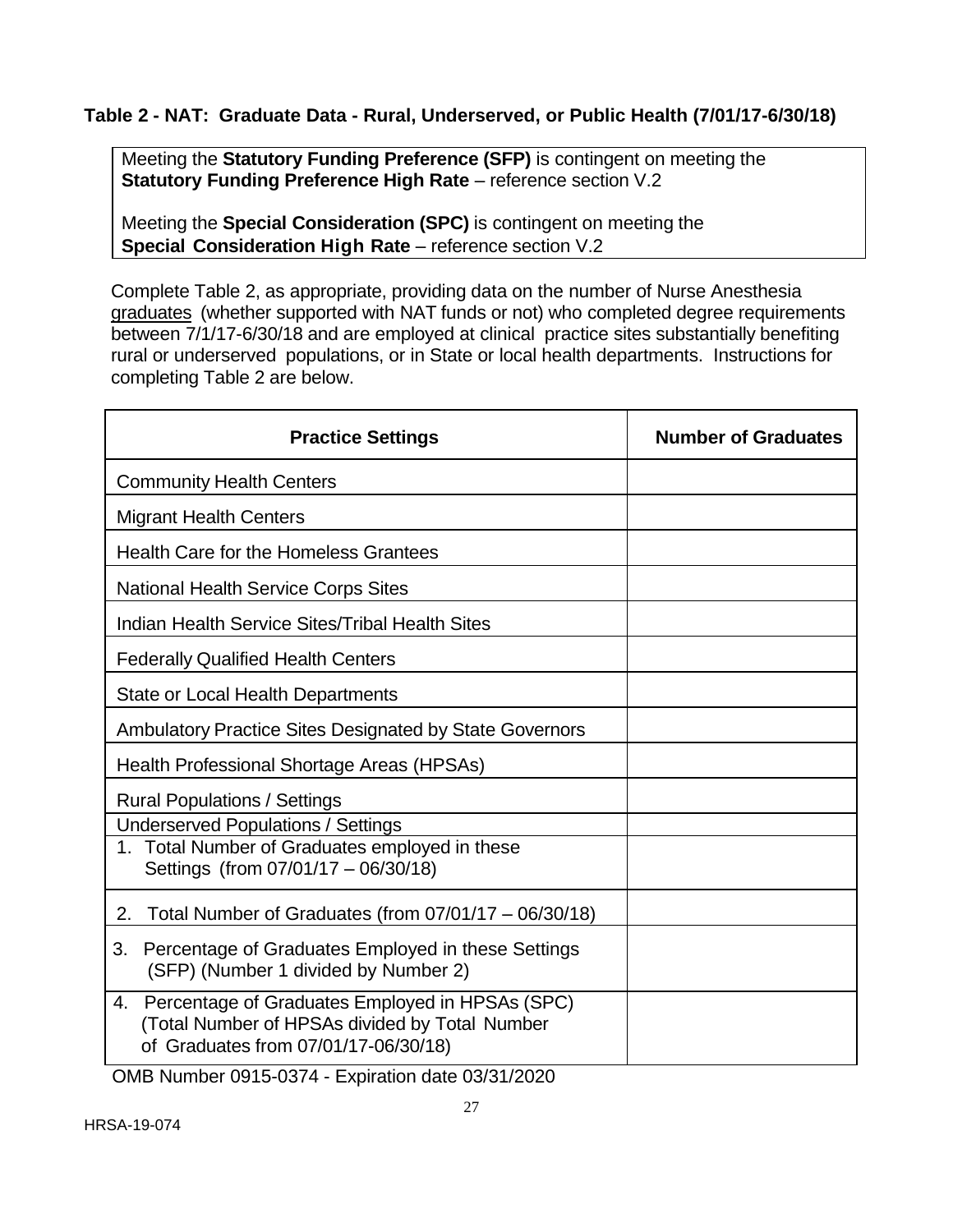### Table 2 - NAT: Graduate Data - Rural, Underserved, or Public Health (7/01/17-6/30/18)

Meeting the **Statutory Funding Preference (SFP)** is contingent on meeting the **Statutory Funding Preference High Rate** – reference section V.2

Meeting the **Special Consideration (SPC)** is contingent on meeting the **Special Consideration High Rate** – reference section V.2

Complete Table 2, as appropriate, providing data on the number of Nurse Anesthesia graduates (whether supported with NAT funds or not) who completed degree requirements between 7/1/17-6/30/18 and are employed at clinical practice sites substantially benefiting rural or underserved populations, or in State or local health departments. Instructions for completing Table 2 are below.

| Practice Settings | Number of Graduates |
|---|---|
| Community Health Centers | |
| Migrant Health Centers | |
| Health Care for the Homeless Grantees | |
| National Health Service Corps Sites | |
| Indian Health Service Sites/Tribal Health Sites | |
| Federally Qualified Health Centers | |
| State or Local Health Departments | |
| Ambulatory Practice Sites Designated by State Governors | |
| Health Professional Shortage Areas (HPSAs) | |
| Rural Populations / Settings | |
| Underserved Populations / Settings | |
| 1. Total Number of Graduates employed in these Settings (from 07/01/17 – 06/30/18) | |
| 2. Total Number of Graduates (from 07/01/17 – 06/30/18) | |
| 3. Percentage of Graduates Employed in these Settings (SFP) (Number 1 divided by Number 2) | |
| 4. Percentage of Graduates Employed in HPSAs (SPC) (Total Number of HPSAs divided by Total Number of Graduates from 07/01/17-06/30/18) | |

OMB Number 0915-0374 - Expiration date 03/31/2020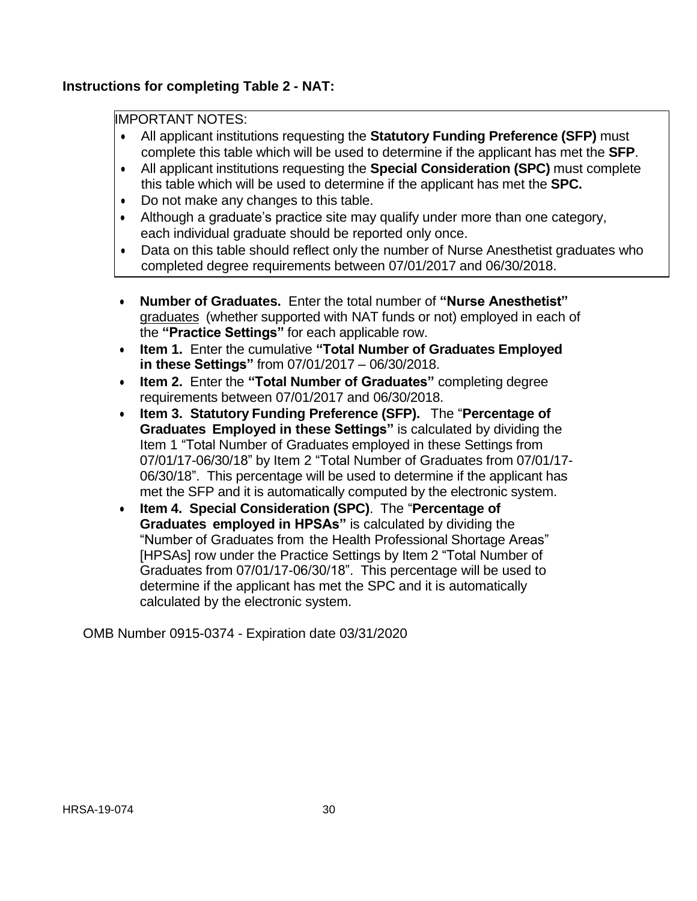**Instructions for completing Table 2 - NAT:**

IMPORTANT NOTES:

- All applicant institutions requesting the **Statutory Funding Preference (SFP)** must complete this table which will be used to determine if the applicant has met the **SFP**.
- All applicant institutions requesting the **Special Consideration (SPC)** must complete this table which will be used to determine if the applicant has met the **SPC.**
- Do not make any changes to this table.
- Although a graduate's practice site may qualify under more than one category, each individual graduate should be reported only once.
- Data on this table should reflect only the number of Nurse Anesthetist graduates who completed degree requirements between 07/01/2017 and 06/30/2018.

- **Number of Graduates.** Enter the total number of **"Nurse Anesthetist"** graduates (whether supported with NAT funds or not) employed in each of the **"Practice Settings"** for each applicable row.
- **Item 1.** Enter the cumulative **"Total Number of Graduates Employed in these Settings"** from 07/01/2017 – 06/30/2018.
- **Item 2.** Enter the **"Total Number of Graduates"** completing degree requirements between 07/01/2017 and 06/30/2018.
- **Item 3. Statutory Funding Preference (SFP).** The "**Percentage of Graduates Employed in these Settings"** is calculated by dividing the Item 1 "Total Number of Graduates employed in these Settings from 07/01/17-06/30/18" by Item 2 "Total Number of Graduates from 07/01/17-06/30/18". This percentage will be used to determine if the applicant has met the SFP and it is automatically computed by the electronic system.
- **Item 4. Special Consideration (SPC)**. The "**Percentage of Graduates employed in HPSAs"** is calculated by dividing the "Number of Graduates from the Health Professional Shortage Areas" [HPSAs] row under the Practice Settings by Item 2 "Total Number of Graduates from 07/01/17-06/30/18". This percentage will be used to determine if the applicant has met the SPC and it is automatically calculated by the electronic system.

OMB Number 0915-0374 - Expiration date 03/31/2020